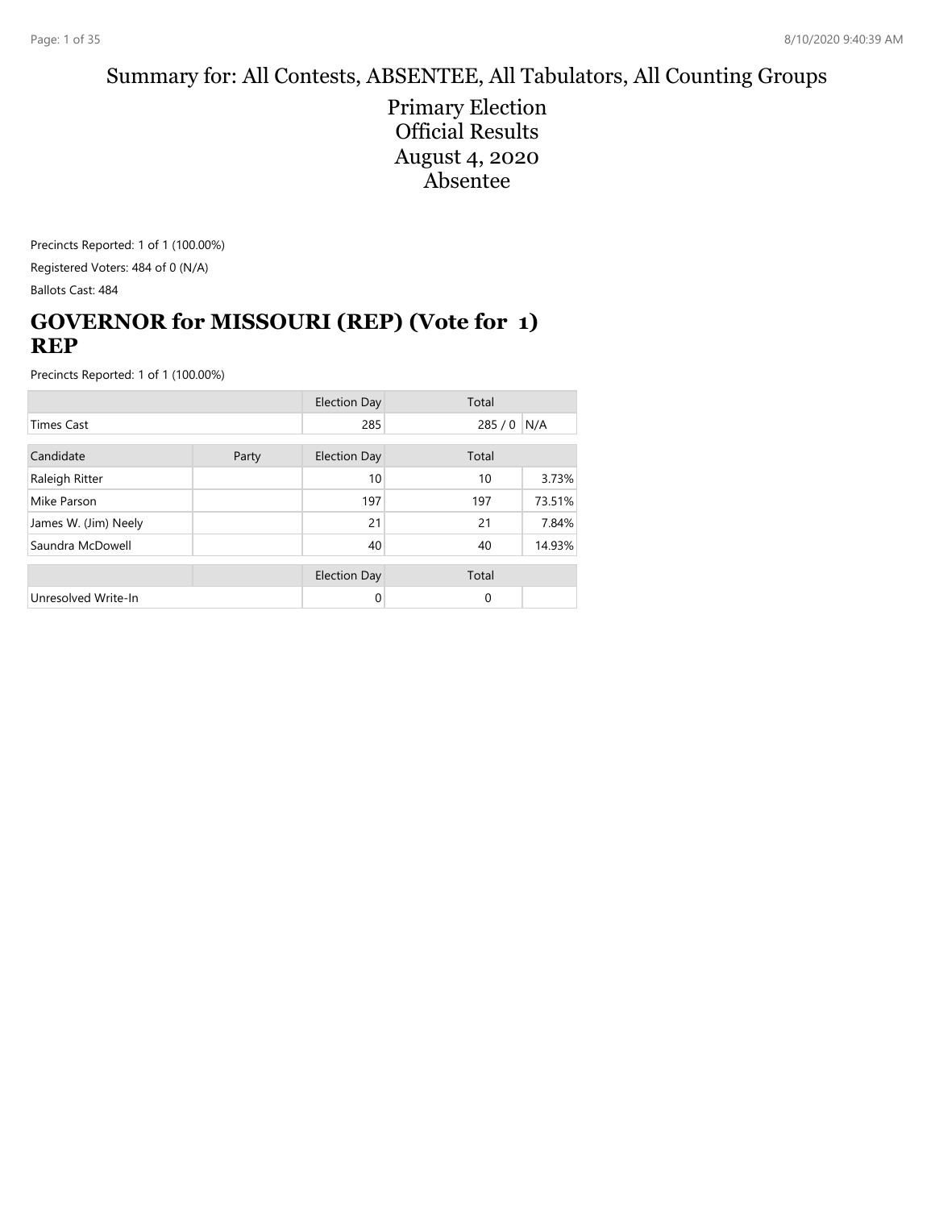# Summary for: All Contests, ABSENTEE, All Tabulators, All Counting Groups

Primary Election
Official Results
August 4, 2020
Absentee

Precincts Reported: 1 of 1 (100.00%)

Registered Voters: 484 of 0 (N/A)

Ballots Cast: 484

## GOVERNOR for MISSOURI (REP) (Vote for 1) REP

Precincts Reported: 1 of 1 (100.00%)

| | | Election Day | Total | |
|---|---|---|---|---|
| Times Cast | | 285 | 285 / 0 | N/A |

| Candidate | Party | Election Day | Total | |
|---|---|---|---|---|
| Raleigh Ritter | | 10 | 10 | 3.73% |
| Mike Parson | | 197 | 197 | 73.51% |
| James W. (Jim) Neely | | 21 | 21 | 7.84% |
| Saundra McDowell | | 40 | 40 | 14.93% |

| | | Election Day | Total | |
|---|---|---|---|---|
| Unresolved Write-In | | 0 | 0 | |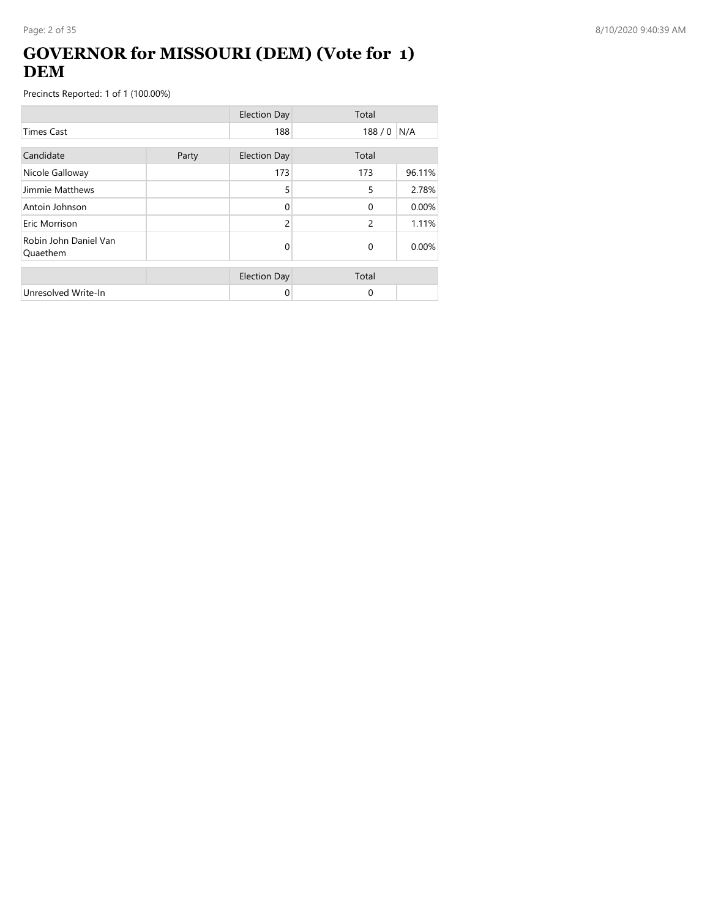# GOVERNOR for MISSOURI (DEM) (Vote for 1) DEM

Precincts Reported: 1 of 1 (100.00%)

| | | Election Day | Total | |
|---|---|---|---|---|
| Times Cast | | 188 | 188 / 0 | N/A |

| Candidate | Party | Election Day | Total | |
|---|---|---|---|---|
| Nicole Galloway | | 173 | 173 | 96.11% |
| Jimmie Matthews | | 5 | 5 | 2.78% |
| Antoin Johnson | | 0 | 0 | 0.00% |
| Eric Morrison | | 2 | 2 | 1.11% |
| Robin John Daniel Van Quaethem | | 0 | 0 | 0.00% |

| | | Election Day | Total | |
|---|---|---|---|---|
| Unresolved Write-In | | 0 | 0 | |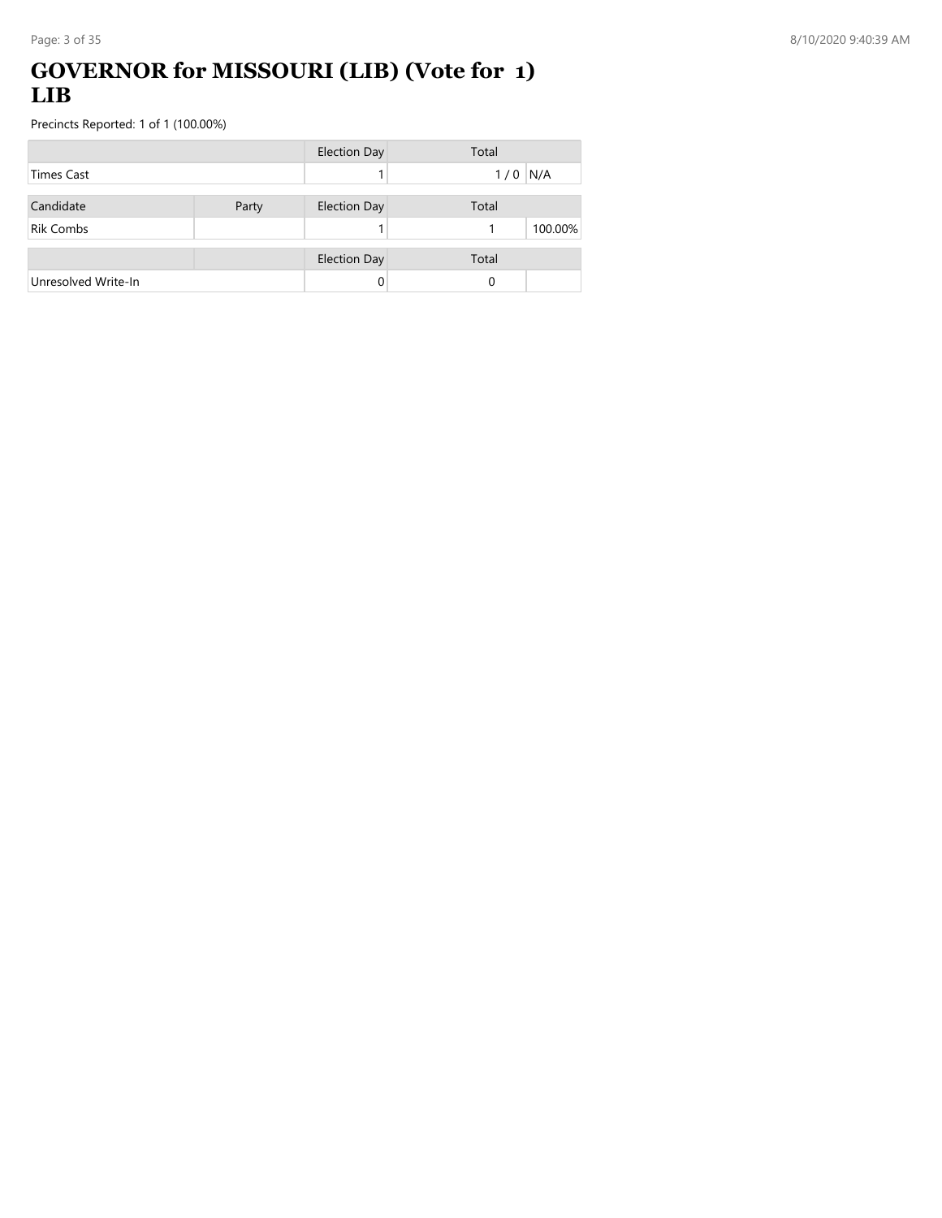# GOVERNOR for MISSOURI (LIB) (Vote for 1) LIB

Precincts Reported: 1 of 1 (100.00%)

| | | Election Day | Total | |
|---|---|---|---|---|
| Times Cast | | 1 | 1 / 0 | N/A |

| Candidate | Party | Election Day | Total | |
|---|---|---|---|---|
| Rik Combs | | 1 | 1 | 100.00% |

| | | Election Day | Total | |
|---|---|---|---|---|
| Unresolved Write-In | | 0 | 0 | |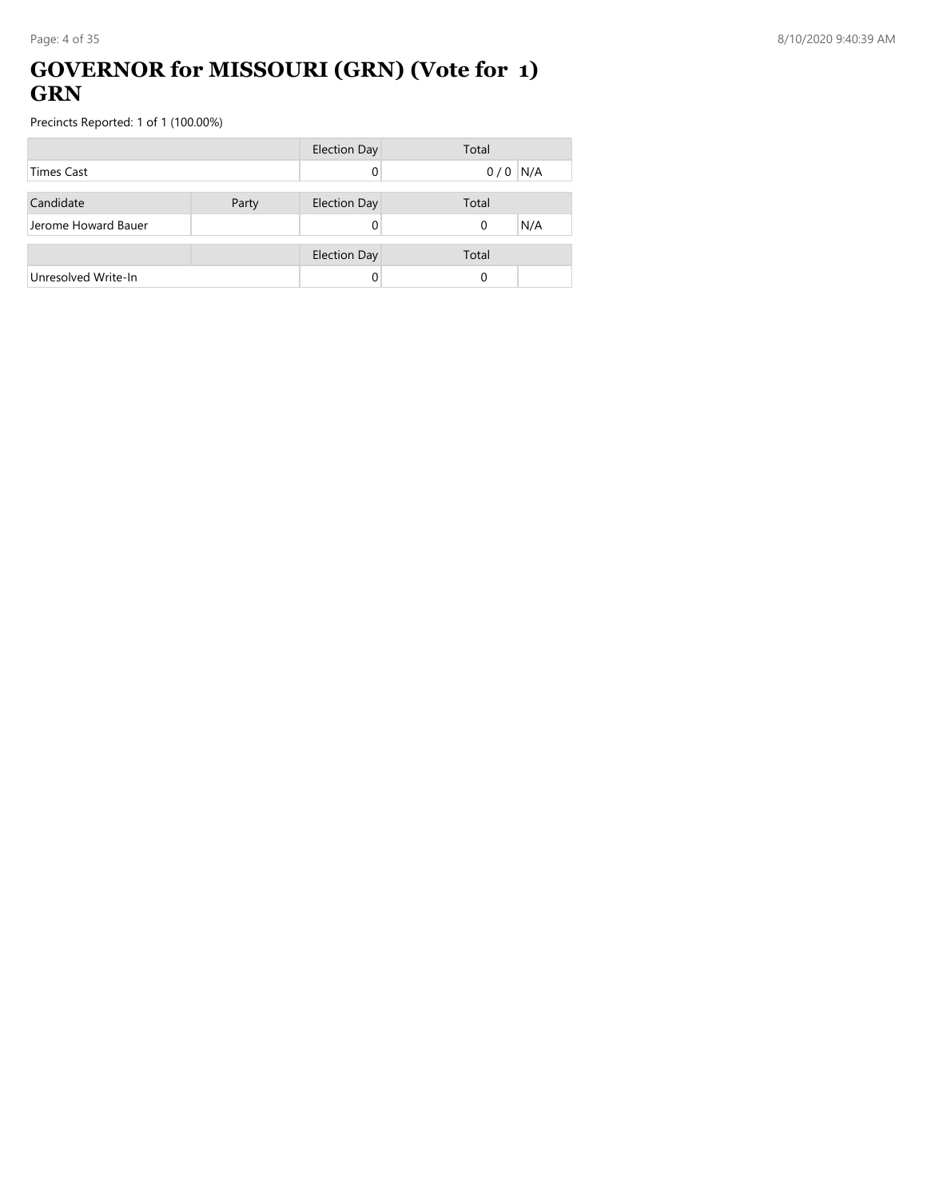# GOVERNOR for MISSOURI (GRN) (Vote for 1) GRN

Precincts Reported: 1 of 1 (100.00%)

| | Election Day | Total | |
|---|---|---|---|
| Times Cast | 0 | 0 / 0 | N/A |

| Candidate | Party | Election Day | Total | |
|---|---|---|---|---|
| Jerome Howard Bauer | | 0 | 0 | N/A |

| | | Election Day | Total | |
|---|---|---|---|---|
| Unresolved Write-In | | 0 | 0 | |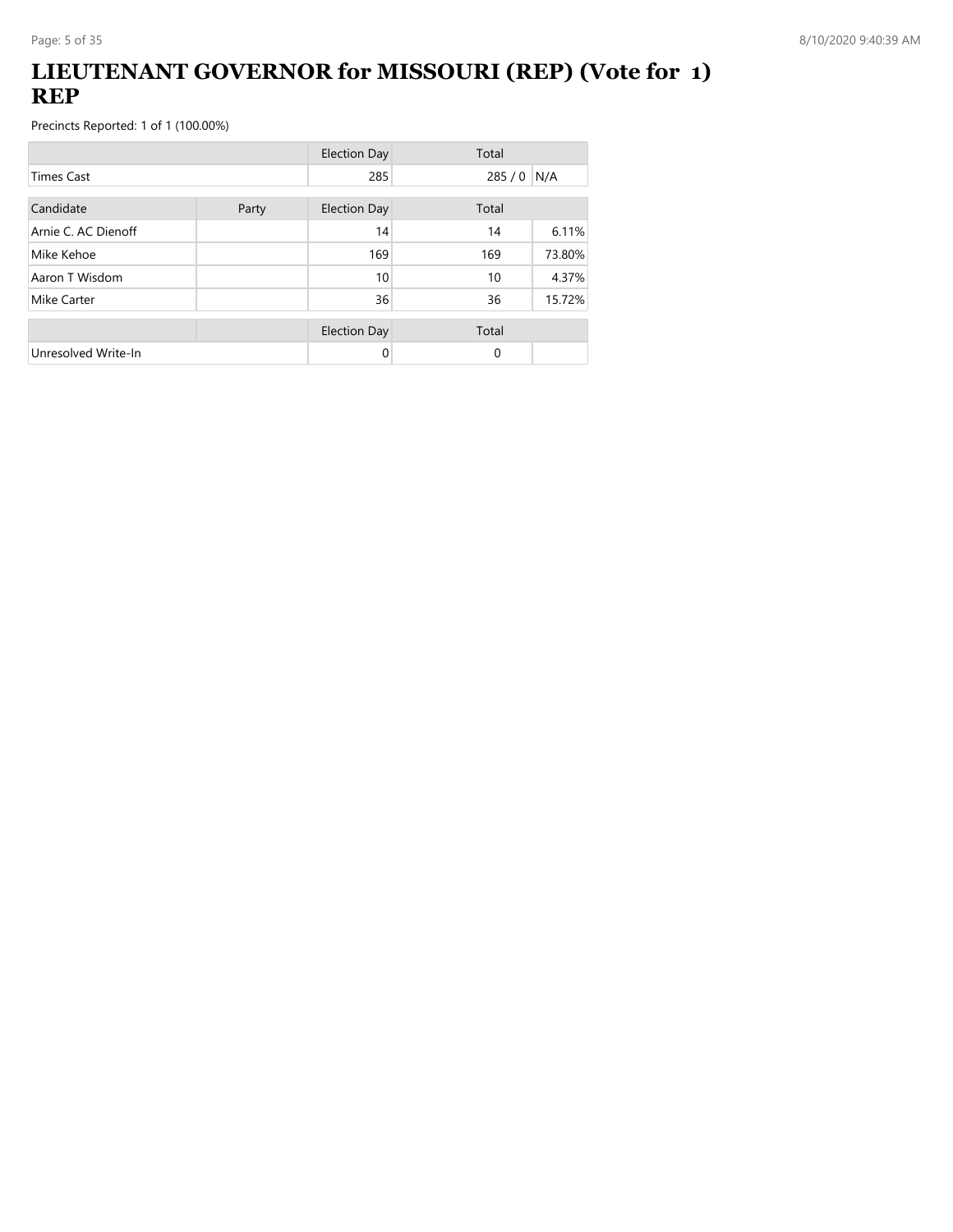# LIEUTENANT GOVERNOR for MISSOURI (REP) (Vote for 1) REP

Precincts Reported: 1 of 1 (100.00%)

| | | Election Day | Total | |
|---|---|---|---|---|
| Times Cast | | 285 | 285 / 0 | N/A |

| Candidate | Party | Election Day | Total | |
|---|---|---|---|---|
| Arnie C. AC Dienoff | | 14 | 14 | 6.11% |
| Mike Kehoe | | 169 | 169 | 73.80% |
| Aaron T Wisdom | | 10 | 10 | 4.37% |
| Mike Carter | | 36 | 36 | 15.72% |

| | | Election Day | Total | |
|---|---|---|---|---|
| Unresolved Write-In | | 0 | 0 | |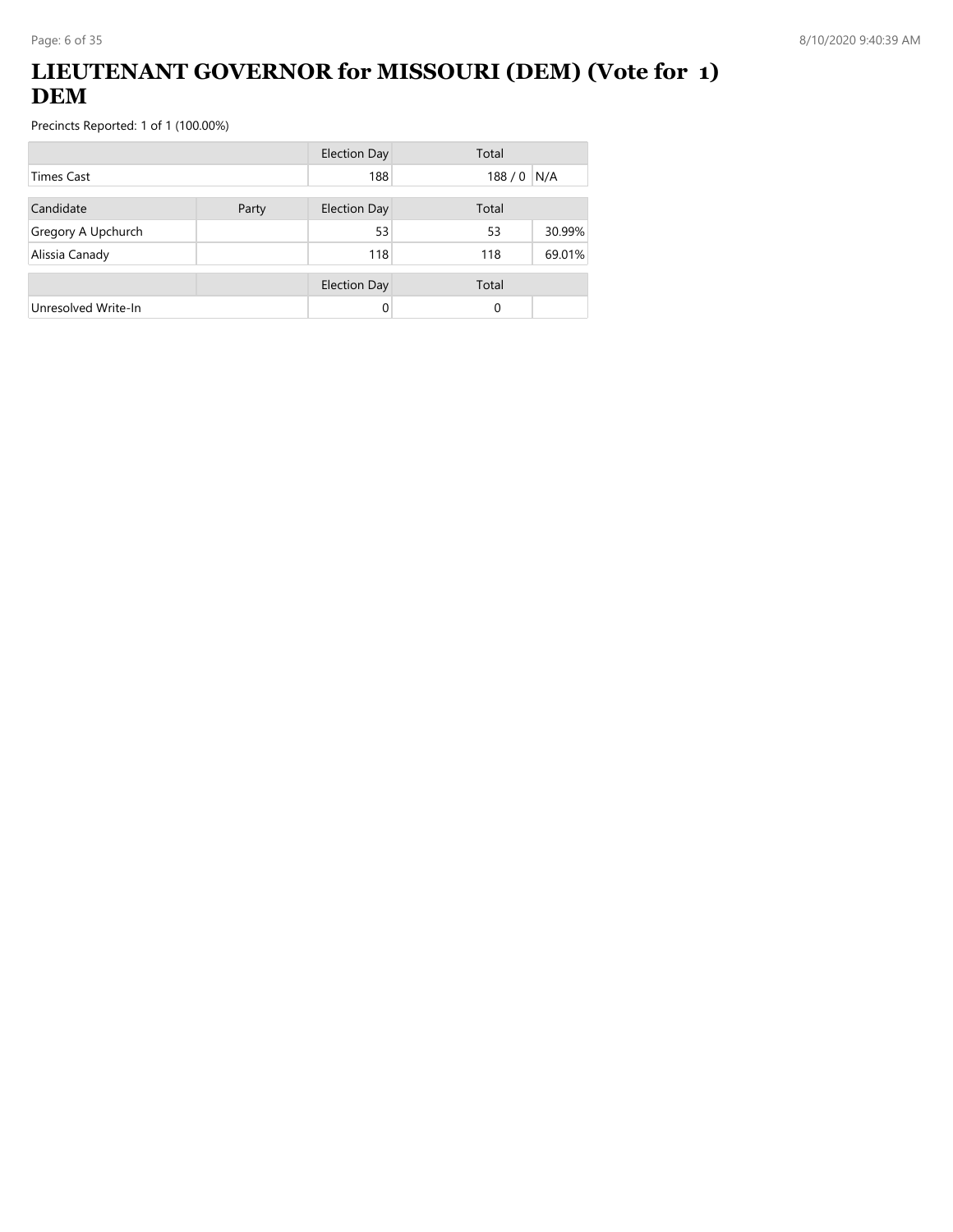# LIEUTENANT GOVERNOR for MISSOURI (DEM) (Vote for 1) DEM

Precincts Reported: 1 of 1 (100.00%)

| | | Election Day | Total | |
|---|---|---|---|---|
| Times Cast | | 188 | 188 / 0 | N/A |

| Candidate | Party | Election Day | Total | |
|---|---|---|---|---|
| Gregory A Upchurch | | 53 | 53 | 30.99% |
| Alissia Canady | | 118 | 118 | 69.01% |

| | | Election Day | Total | |
|---|---|---|---|---|
| Unresolved Write-In | | 0 | 0 | |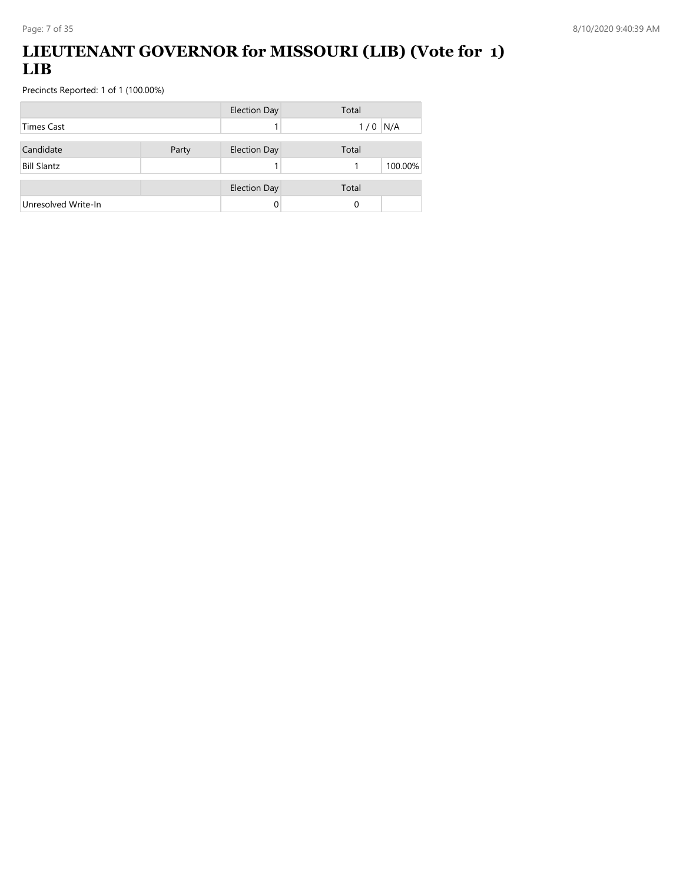# LIEUTENANT GOVERNOR for MISSOURI (LIB) (Vote for 1) LIB

Precincts Reported: 1 of 1 (100.00%)

| | Election Day | Total | |
|---|---|---|---|
| Times Cast | 1 | 1 / 0 | N/A |

| Candidate | Party | Election Day | Total | |
|---|---|---|---|---|
| Bill Slantz | | 1 | 1 | 100.00% |

| | | Election Day | Total | |
|---|---|---|---|---|
| Unresolved Write-In | | 0 | 0 | |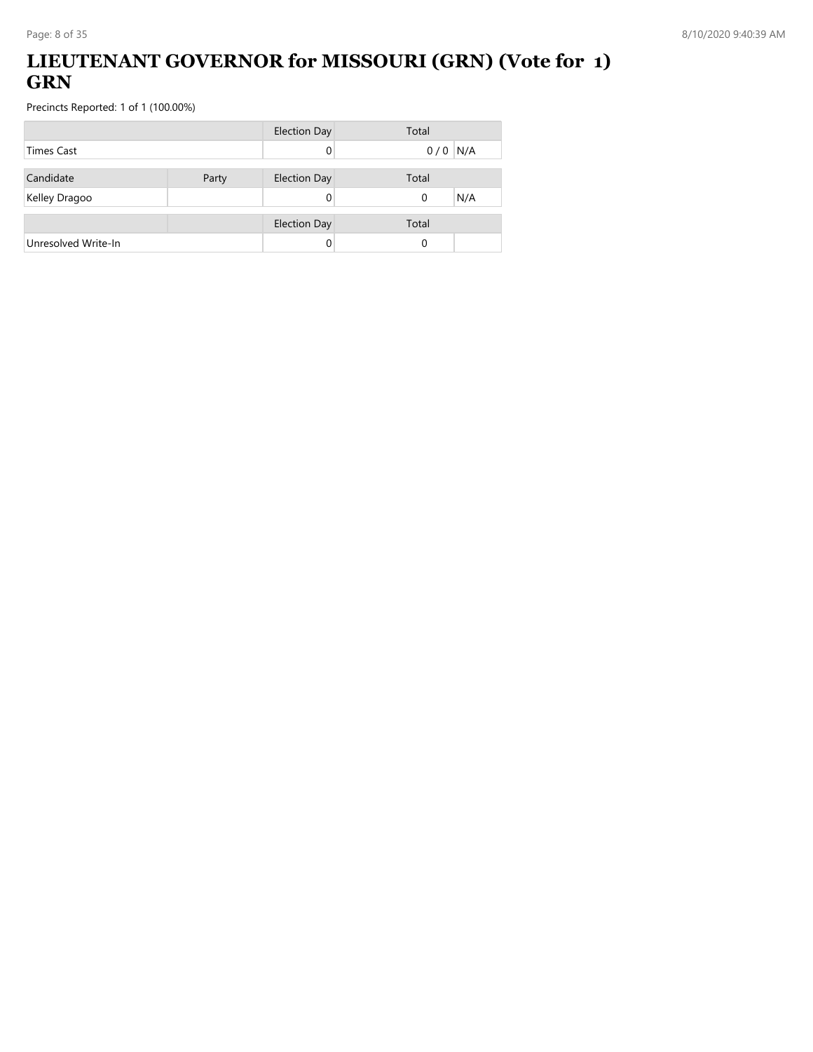# LIEUTENANT GOVERNOR for MISSOURI (GRN) (Vote for 1) GRN

Precincts Reported: 1 of 1 (100.00%)

| | | Election Day | Total | |
|---|---|---|---|---|
| Times Cast | | 0 | 0 / 0 | N/A |

| Candidate | Party | Election Day | Total | |
|---|---|---|---|---|
| Kelley Dragoo | | 0 | 0 | N/A |

| | | Election Day | Total | |
|---|---|---|---|---|
| Unresolved Write-In | | 0 | 0 | |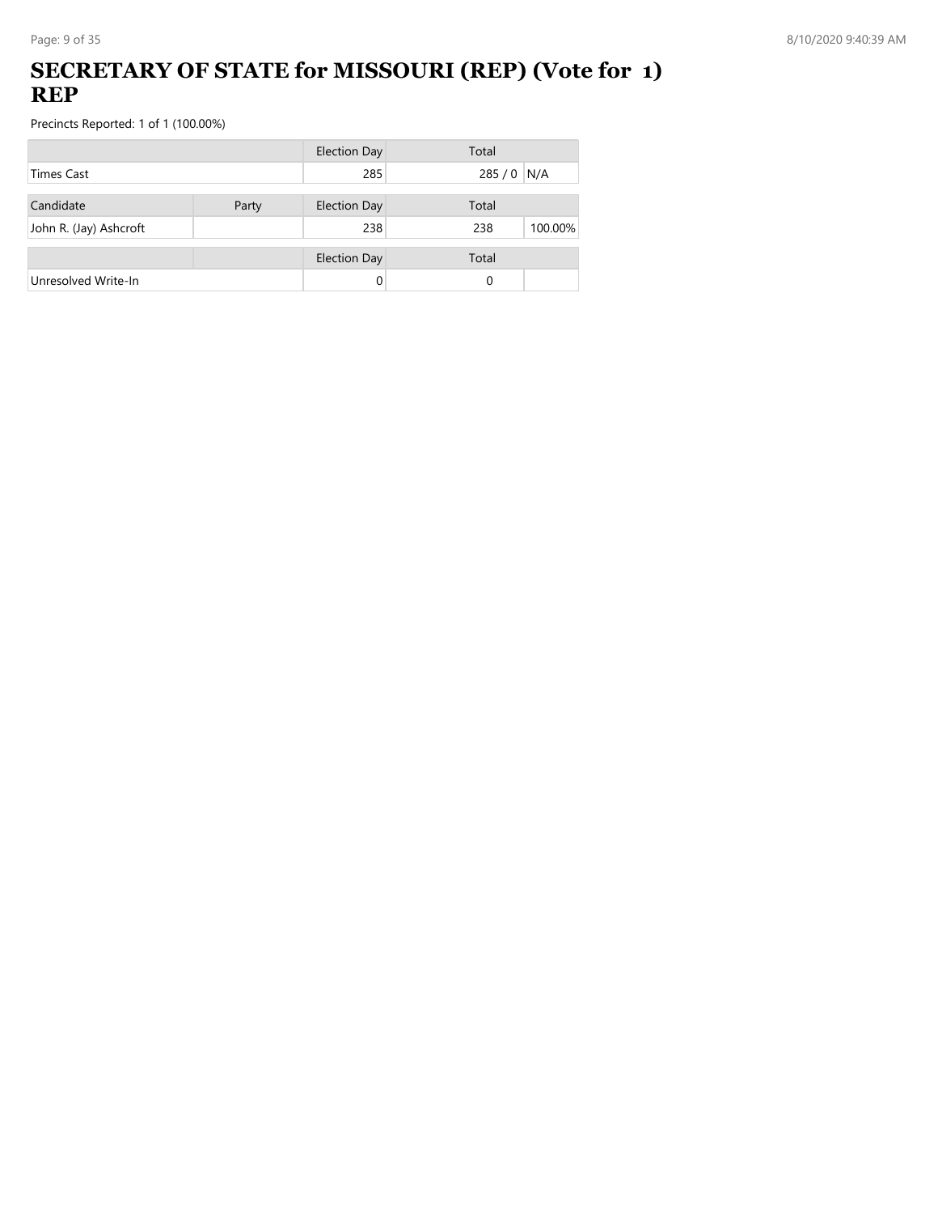# SECRETARY OF STATE for MISSOURI (REP) (Vote for 1) REP

Precincts Reported: 1 of 1 (100.00%)

| | | Election Day | Total | |
|---|---|---|---|---|
| Times Cast | | 285 | 285 / 0 | N/A |

| Candidate | Party | Election Day | Total | |
|---|---|---|---|---|
| John R. (Jay) Ashcroft | | 238 | 238 | 100.00% |

| | | Election Day | Total | |
|---|---|---|---|---|
| Unresolved Write-In | | 0 | 0 | |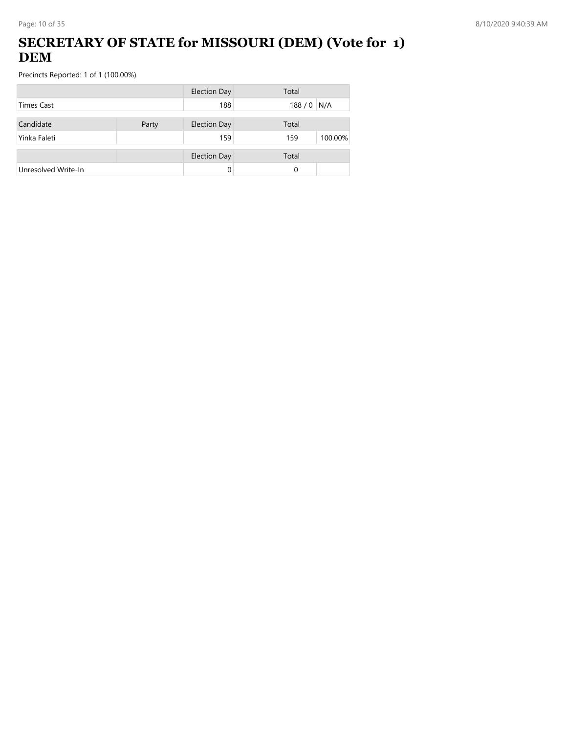# SECRETARY OF STATE for MISSOURI (DEM) (Vote for 1) DEM

Precincts Reported: 1 of 1 (100.00%)

| | | Election Day | Total | |
|---|---|---|---|---|
| Times Cast | | 188 | 188 / 0 | N/A |

| Candidate | Party | Election Day | Total | |
|---|---|---|---|---|
| Yinka Faleti | | 159 | 159 | 100.00% |

| | | Election Day | Total | |
|---|---|---|---|---|
| Unresolved Write-In | | 0 | 0 | |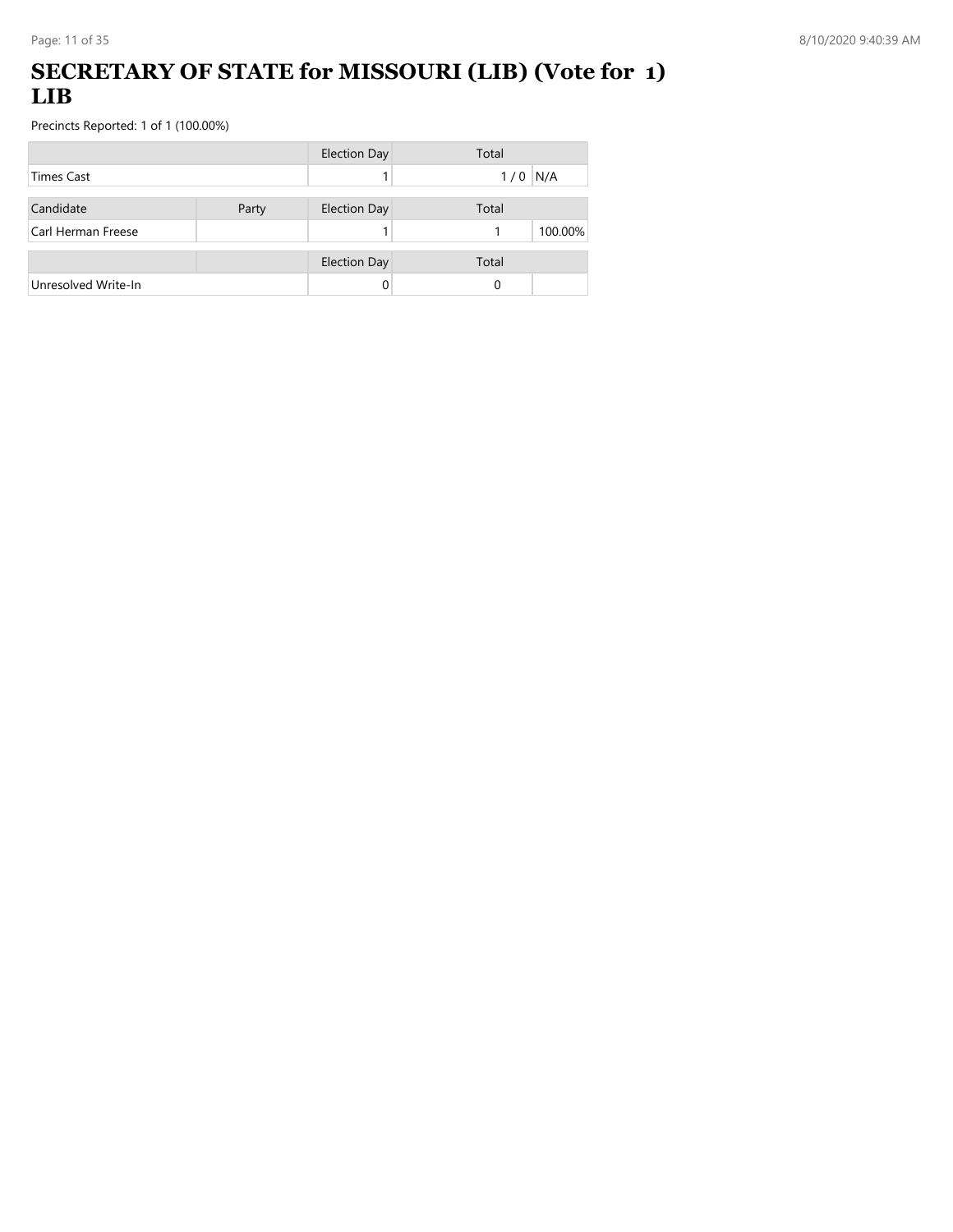# SECRETARY OF STATE for MISSOURI (LIB) (Vote for 1) LIB

Precincts Reported: 1 of 1 (100.00%)

| | | Election Day | Total | |
|---|---|---|---|---|
| Times Cast | | 1 | 1 / 0 | N/A |

| Candidate | Party | Election Day | Total | |
|---|---|---|---|---|
| Carl Herman Freese | | 1 | 1 | 100.00% |

| | | Election Day | Total | |
|---|---|---|---|---|
| Unresolved Write-In | | 0 | 0 | |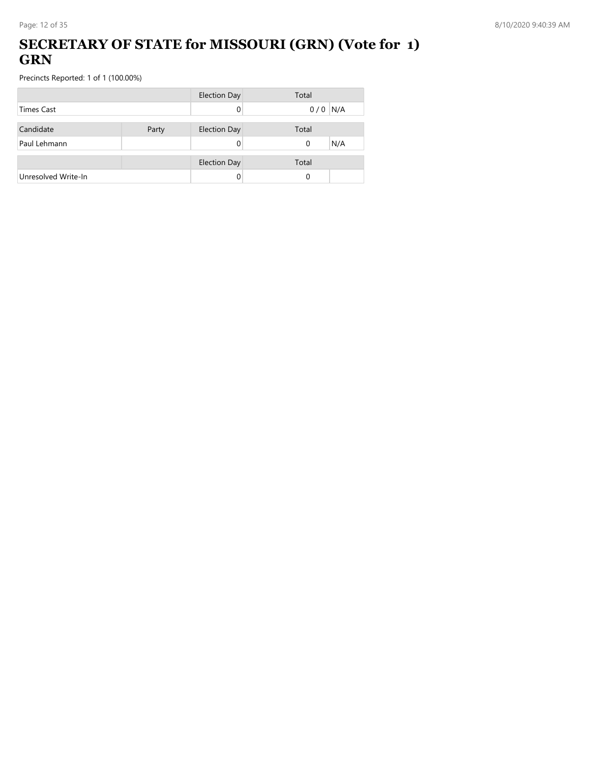# SECRETARY OF STATE for MISSOURI (GRN) (Vote for 1) GRN

Precincts Reported: 1 of 1 (100.00%)

| | Election Day | Total | |
|---|---|---|---|
| Times Cast | 0 | 0 / 0 | N/A |

| Candidate | Party | Election Day | Total | |
|---|---|---|---|---|
| Paul Lehmann | | 0 | 0 | N/A |

| | | Election Day | Total | |
|---|---|---|---|---|
| Unresolved Write-In | | 0 | 0 | |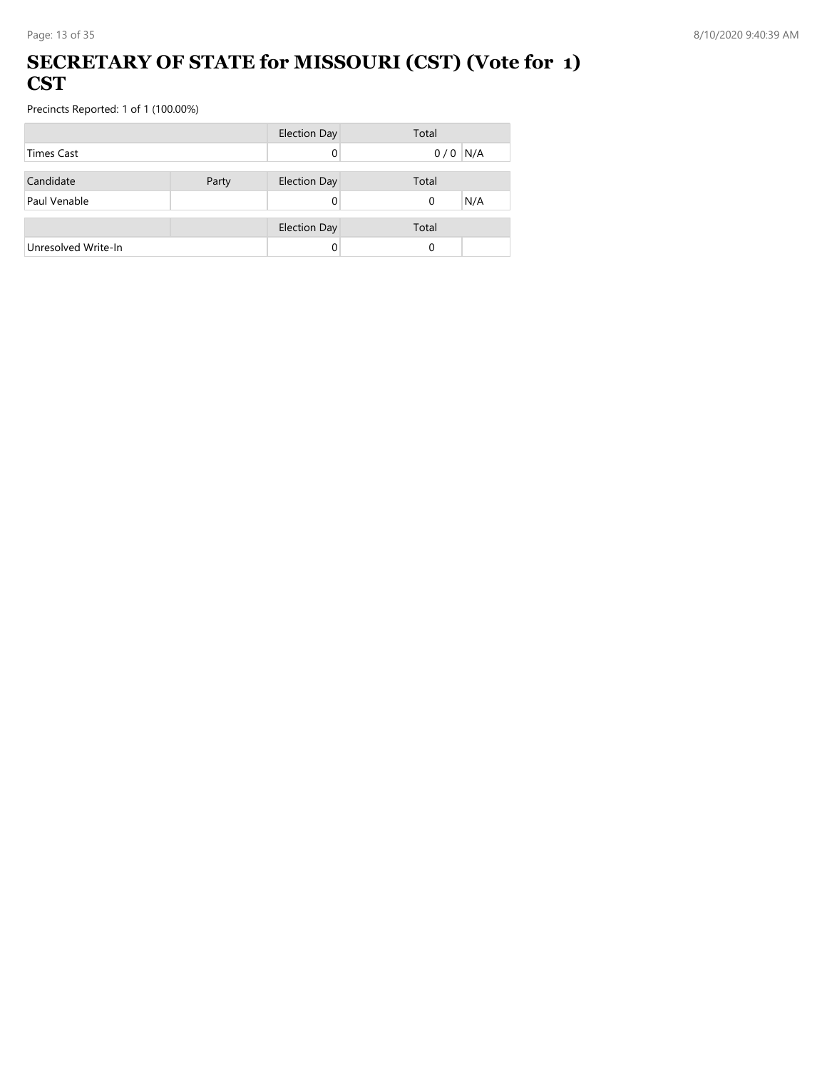# SECRETARY OF STATE for MISSOURI (CST) (Vote for 1) CST

Precincts Reported: 1 of 1 (100.00%)

| | | Election Day | Total | |
|---|---|---|---|---|
| Times Cast | | 0 | 0 / 0 | N/A |

| Candidate | Party | Election Day | Total | |
|---|---|---|---|---|
| Paul Venable | | 0 | 0 | N/A |

| | | Election Day | Total | |
|---|---|---|---|---|
| Unresolved Write-In | | 0 | 0 | |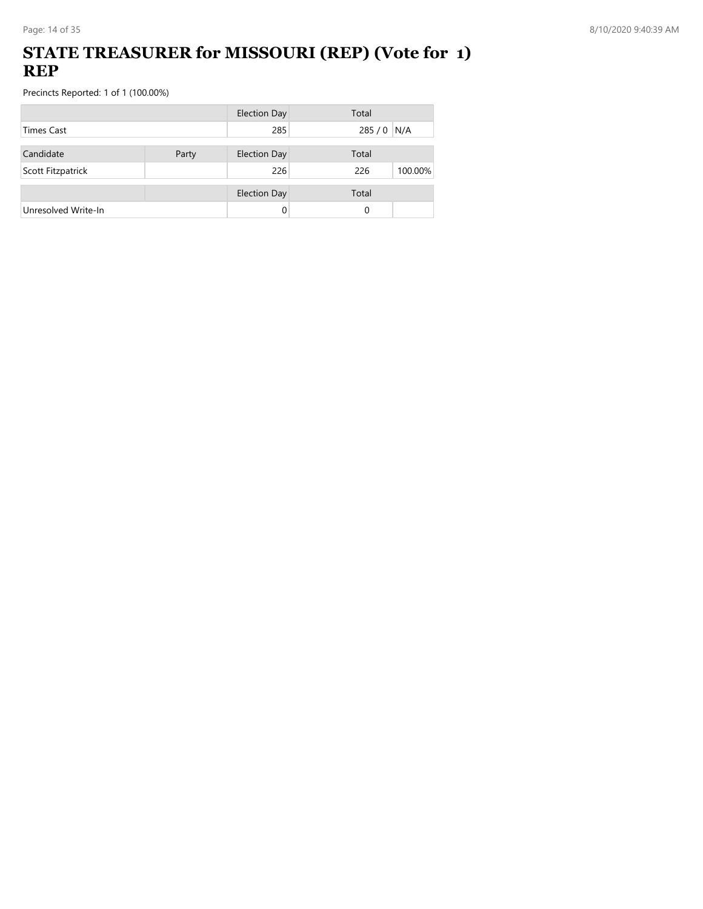# STATE TREASURER for MISSOURI (REP) (Vote for 1) REP

Precincts Reported: 1 of 1 (100.00%)

| | | Election Day | Total | |
|---|---|---|---|---|
| Times Cast | | 285 | 285 / 0 | N/A |

| Candidate | Party | Election Day | Total | |
|---|---|---|---|---|
| Scott Fitzpatrick | | 226 | 226 | 100.00% |

| | | Election Day | Total | |
|---|---|---|---|---|
| Unresolved Write-In | | 0 | 0 | |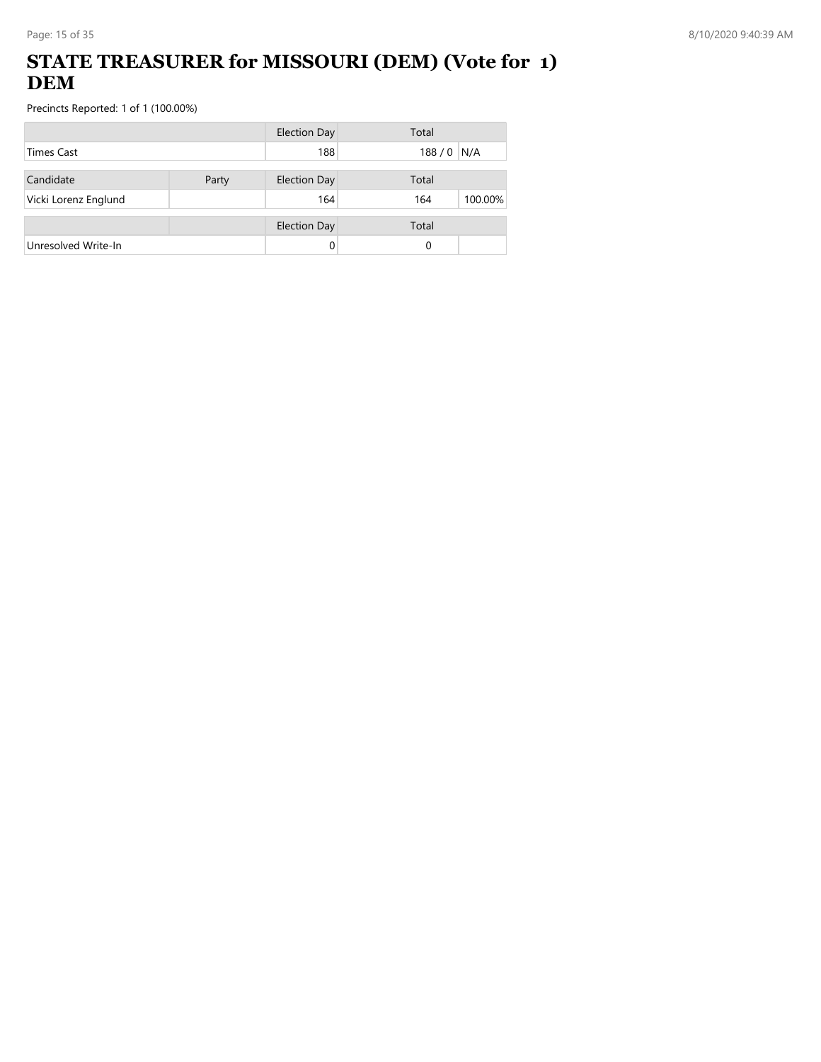# STATE TREASURER for MISSOURI (DEM) (Vote for 1) DEM

Precincts Reported: 1 of 1 (100.00%)

| | | Election Day | Total | |
|---|---|---|---|---|
| Times Cast | | 188 | 188 / 0 | N/A |

| Candidate | Party | Election Day | Total | |
|---|---|---|---|---|
| Vicki Lorenz Englund | | 164 | 164 | 100.00% |

| | | Election Day | Total | |
|---|---|---|---|---|
| Unresolved Write-In | | 0 | 0 | |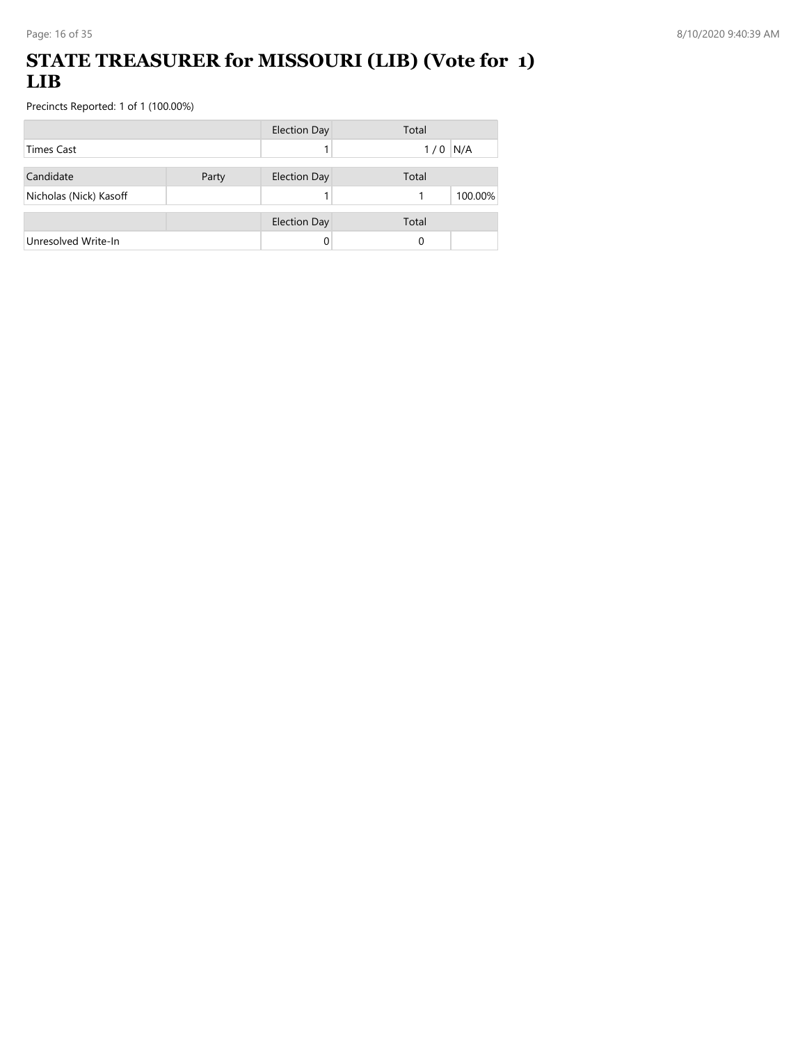# STATE TREASURER for MISSOURI (LIB) (Vote for 1) LIB

Precincts Reported: 1 of 1 (100.00%)

| | Election Day | Total | |
|---|---|---|---|
| Times Cast | 1 | 1 / 0 | N/A |

| Candidate | Party | Election Day | Total | |
|---|---|---|---|---|
| Nicholas (Nick) Kasoff | | 1 | 1 | 100.00% |

| | | Election Day | Total | |
|---|---|---|---|---|
| Unresolved Write-In | | 0 | 0 | |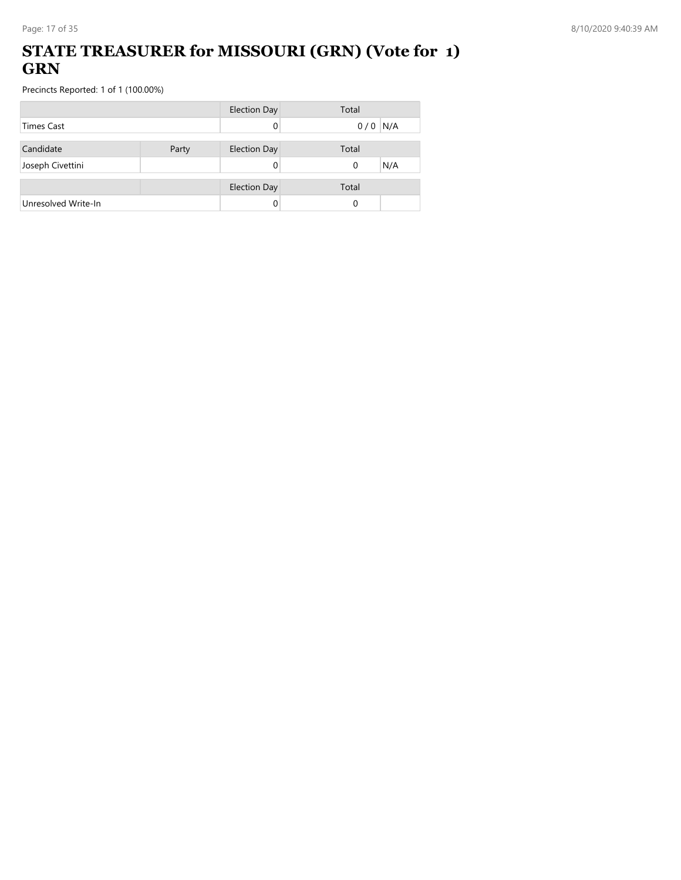# STATE TREASURER for MISSOURI (GRN) (Vote for 1) GRN

Precincts Reported: 1 of 1 (100.00%)

| | Election Day | Total | |
|---|---|---|---|
| Times Cast | 0 | 0 / 0 | N/A |

| Candidate | Party | Election Day | Total | |
|---|---|---|---|---|
| Joseph Civettini | | 0 | 0 | N/A |

| | | Election Day | Total | |
|---|---|---|---|---|
| Unresolved Write-In | | 0 | 0 | |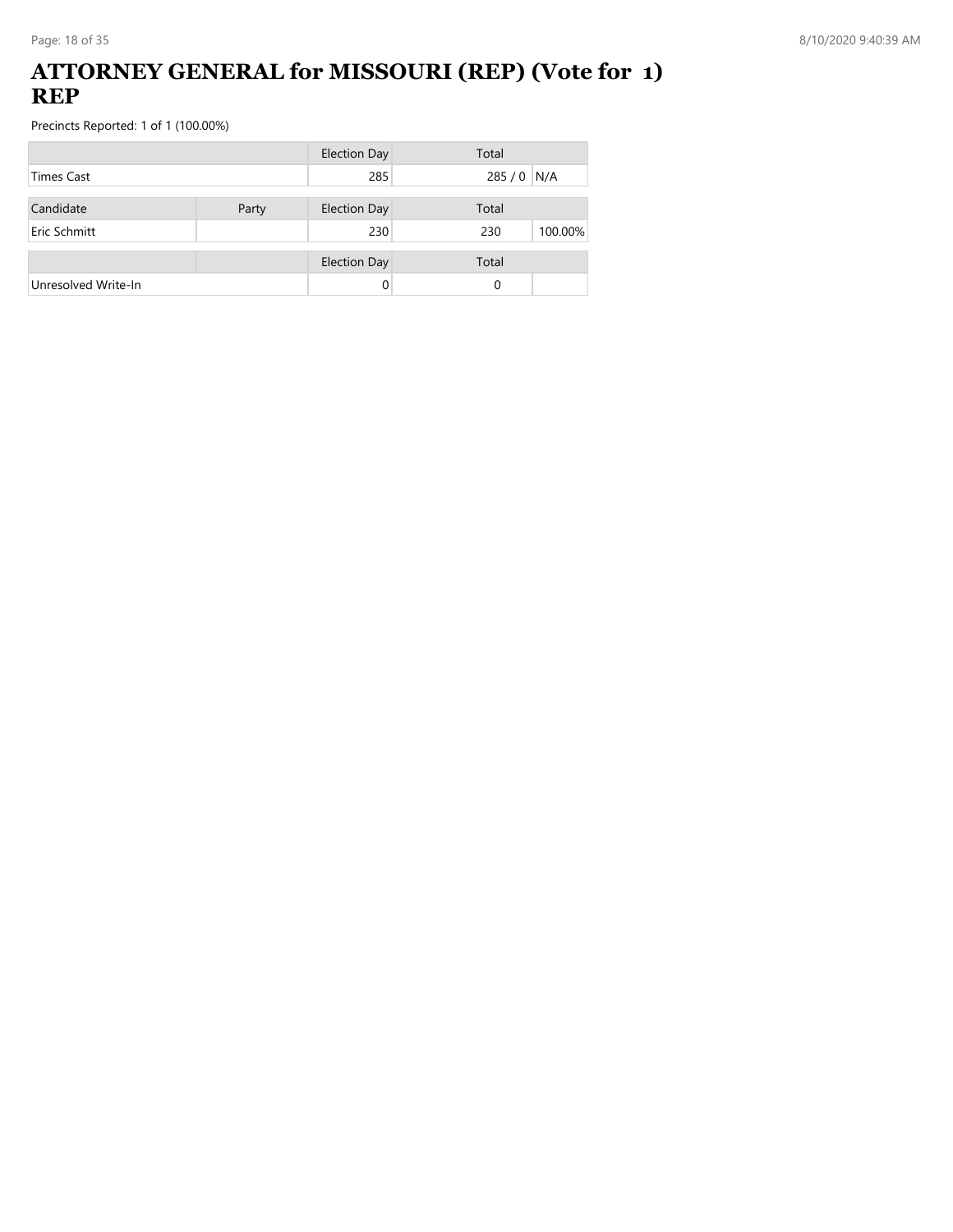# ATTORNEY GENERAL for MISSOURI (REP) (Vote for 1) REP

Precincts Reported: 1 of 1 (100.00%)

| | | Election Day | Total | |
|---|---|---|---|---|
| Times Cast | | 285 | 285 / 0 | N/A |

| Candidate | Party | Election Day | Total | |
|---|---|---|---|---|
| Eric Schmitt | | 230 | 230 | 100.00% |

| | | Election Day | Total | |
|---|---|---|---|---|
| Unresolved Write-In | | 0 | 0 | |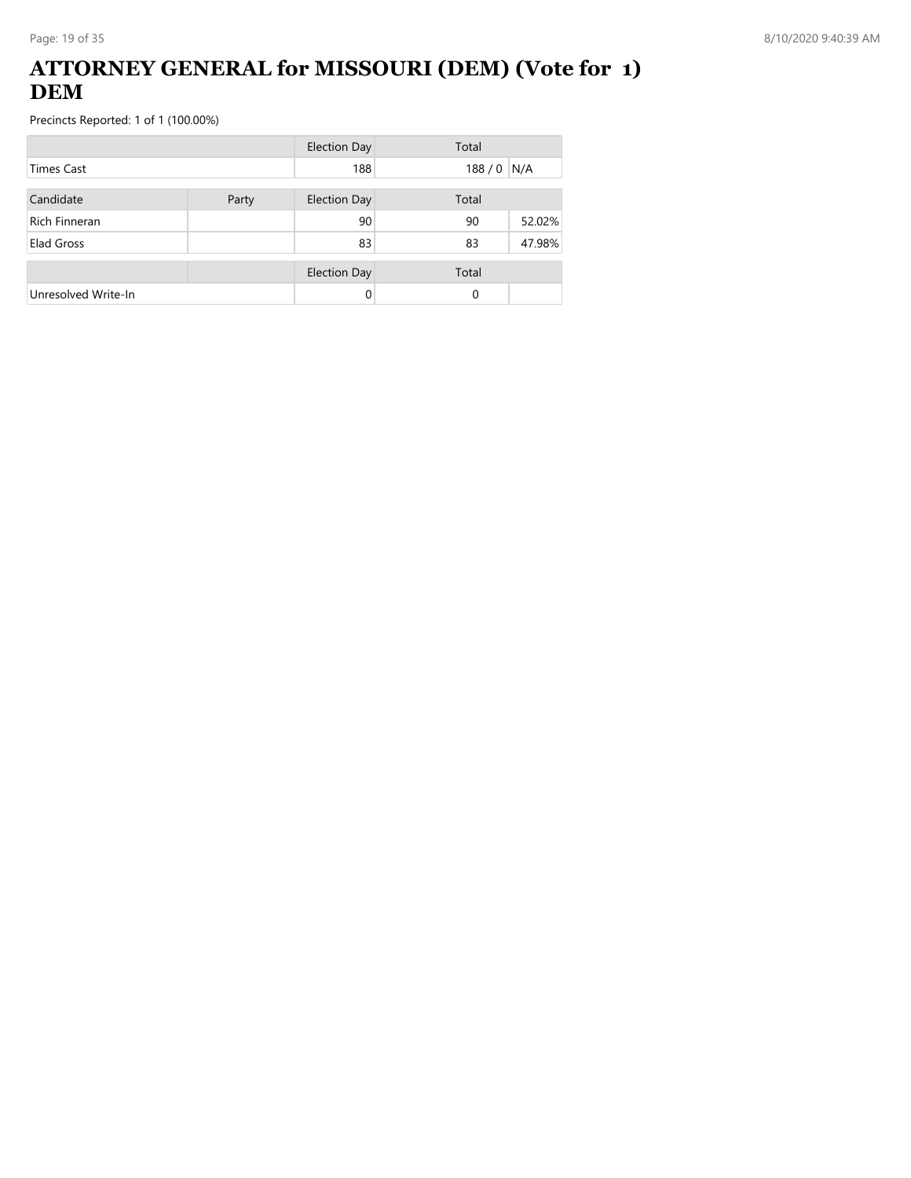# ATTORNEY GENERAL for MISSOURI (DEM) (Vote for 1) DEM

Precincts Reported: 1 of 1 (100.00%)

| | | Election Day | Total | |
|---|---|---|---|---|
| Times Cast | | 188 | 188 / 0 | N/A |

| Candidate | Party | Election Day | Total | |
|---|---|---|---|---|
| Rich Finneran | | 90 | 90 | 52.02% |
| Elad Gross | | 83 | 83 | 47.98% |

| | | Election Day | Total | |
|---|---|---|---|---|
| Unresolved Write-In | | 0 | 0 | |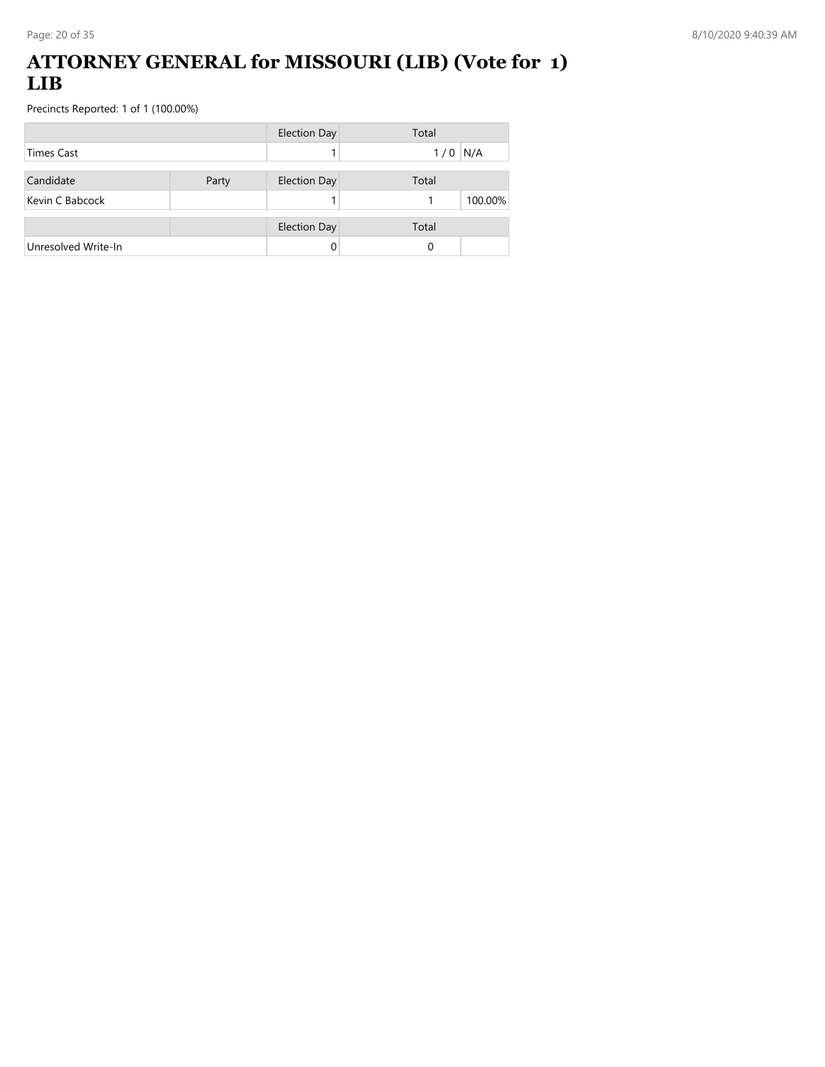# ATTORNEY GENERAL for MISSOURI (LIB) (Vote for 1) LIB

Precincts Reported: 1 of 1 (100.00%)

| | Election Day | Total | |
|---|---|---|---|
| Times Cast | 1 | 1 / 0 | N/A |

| Candidate | Party | Election Day | Total | |
|---|---|---|---|---|
| Kevin C Babcock | | 1 | 1 | 100.00% |

| | | Election Day | Total | |
|---|---|---|---|---|
| Unresolved Write-In | | 0 | 0 | |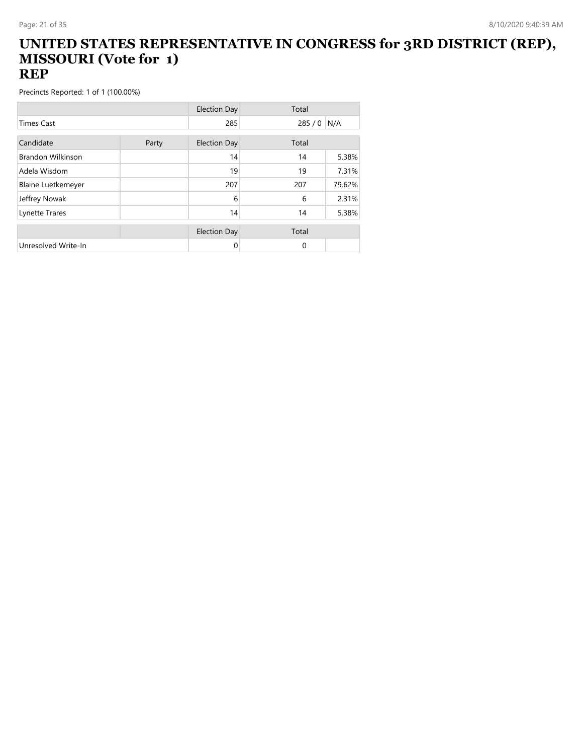# UNITED STATES REPRESENTATIVE IN CONGRESS for 3RD DISTRICT (REP), MISSOURI (Vote for 1)
# REP

Precincts Reported: 1 of 1 (100.00%)

| | | Election Day | Total | |
|---|---|---|---|---|
| Times Cast | | 285 | 285 / 0 | N/A |

| Candidate | Party | Election Day | Total | |
|---|---|---|---|---|
| Brandon Wilkinson | | 14 | 14 | 5.38% |
| Adela Wisdom | | 19 | 19 | 7.31% |
| Blaine Luetkemeyer | | 207 | 207 | 79.62% |
| Jeffrey Nowak | | 6 | 6 | 2.31% |
| Lynette Trares | | 14 | 14 | 5.38% |

| | | Election Day | Total | |
|---|---|---|---|---|
| Unresolved Write-In | | 0 | 0 | |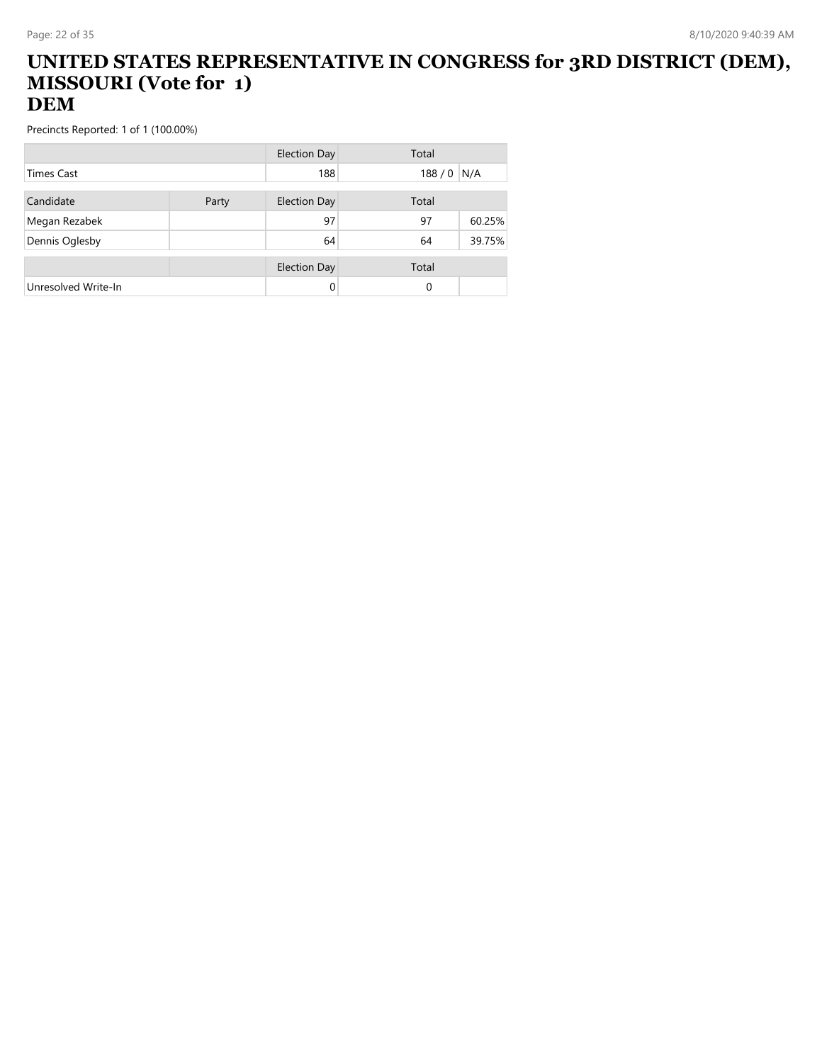# UNITED STATES REPRESENTATIVE IN CONGRESS for 3RD DISTRICT (DEM), MISSOURI (Vote for 1)
# DEM

Precincts Reported: 1 of 1 (100.00%)

| | | Election Day | Total | |
|---|---|---|---|---|
| Times Cast | | 188 | 188 / 0 | N/A |

| Candidate | Party | Election Day | Total | |
|---|---|---|---|---|
| Megan Rezabek | | 97 | 97 | 60.25% |
| Dennis Oglesby | | 64 | 64 | 39.75% |

| | | Election Day | Total | |
|---|---|---|---|---|
| Unresolved Write-In | | 0 | 0 | |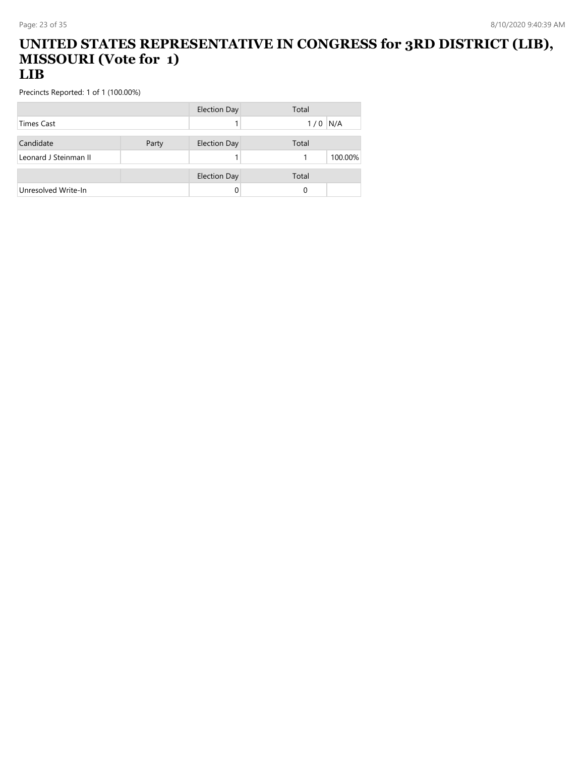# UNITED STATES REPRESENTATIVE IN CONGRESS for 3RD DISTRICT (LIB), MISSOURI (Vote for 1)
## LIB

Precincts Reported: 1 of 1 (100.00%)

| | | Election Day | Total | |
|---|---|---|---|---|
| Times Cast | | 1 | 1 / 0 | N/A |

| Candidate | Party | Election Day | Total | |
|---|---|---|---|---|
| Leonard J Steinman II | | 1 | 1 | 100.00% |

| | | Election Day | Total | |
|---|---|---|---|---|
| Unresolved Write-In | | 0 | 0 | |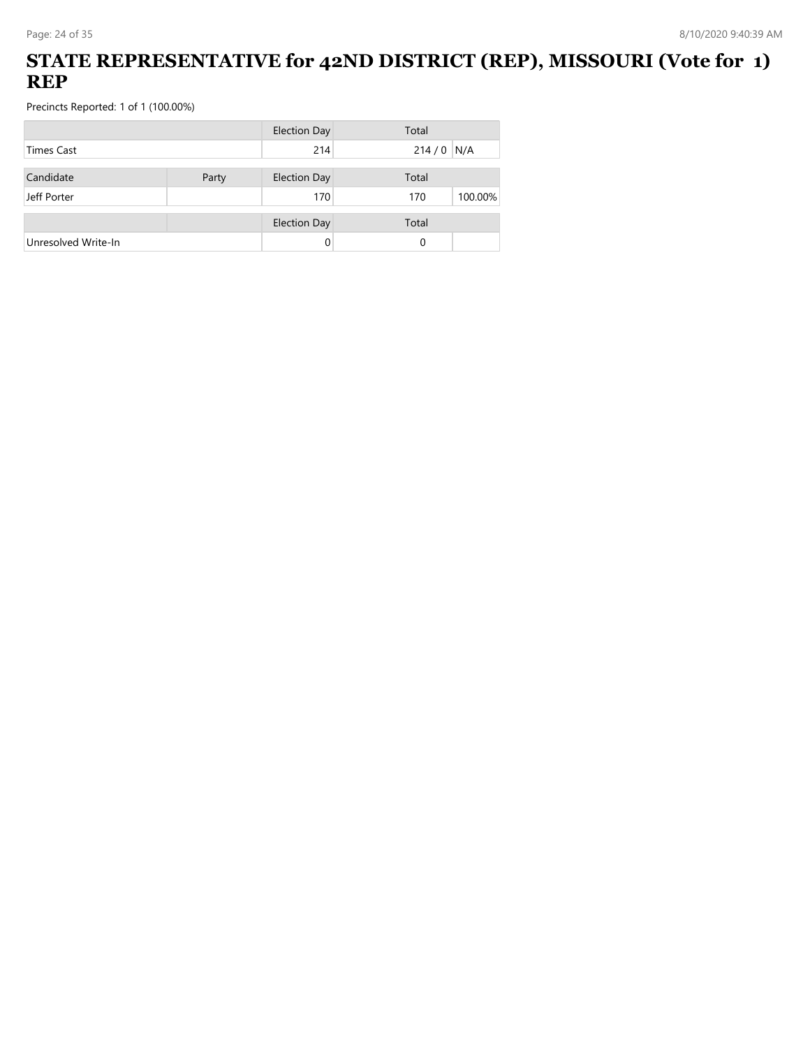# STATE REPRESENTATIVE for 42ND DISTRICT (REP), MISSOURI (Vote for 1) REP

Precincts Reported: 1 of 1 (100.00%)

| | | Election Day | Total | |
|---|---|---|---|---|
| Times Cast | | 214 | 214 / 0 | N/A |

| Candidate | Party | Election Day | Total | |
|---|---|---|---|---|
| Jeff Porter | | 170 | 170 | 100.00% |

| | | Election Day | Total | |
|---|---|---|---|---|
| Unresolved Write-In | | 0 | 0 | |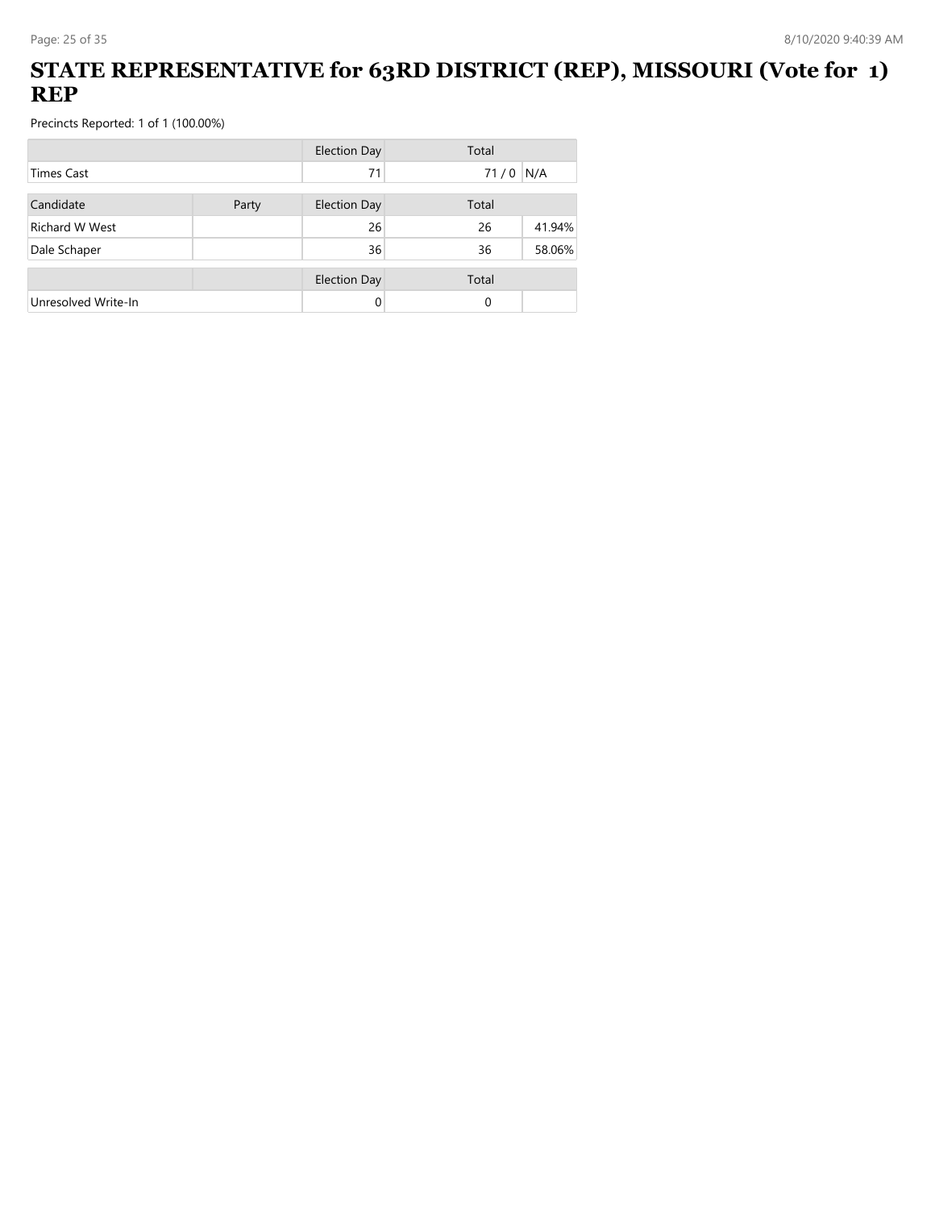# STATE REPRESENTATIVE for 63RD DISTRICT (REP), MISSOURI (Vote for 1) REP

Precincts Reported: 1 of 1 (100.00%)

| | | Election Day | Total | |
|---|---|---|---|---|
| Times Cast | | 71 | 71 / 0 | N/A |

| Candidate | Party | Election Day | Total | |
|---|---|---|---|---|
| Richard W West | | 26 | 26 | 41.94% |
| Dale Schaper | | 36 | 36 | 58.06% |

| | | Election Day | Total | |
|---|---|---|---|---|
| Unresolved Write-In | | 0 | 0 | |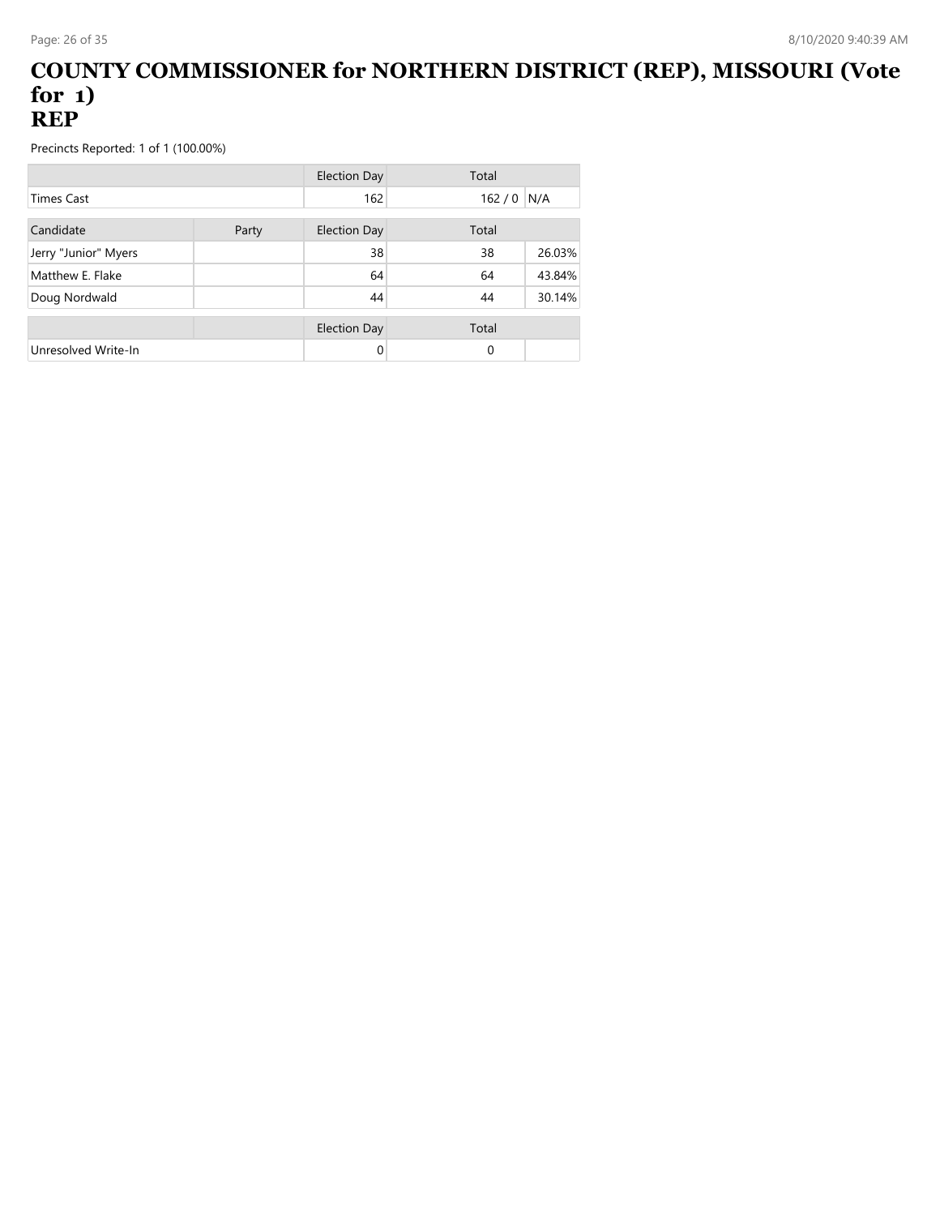# COUNTY COMMISSIONER for NORTHERN DISTRICT (REP), MISSOURI (Vote for 1)
# REP

Precincts Reported: 1 of 1 (100.00%)

| | | Election Day | Total | |
|---|---|---|---|---|
| Times Cast | | 162 | 162 / 0 | N/A |

| Candidate | Party | Election Day | Total | |
|---|---|---|---|---|
| Jerry "Junior" Myers | | 38 | 38 | 26.03% |
| Matthew E. Flake | | 64 | 64 | 43.84% |
| Doug Nordwald | | 44 | 44 | 30.14% |

| | | Election Day | Total | |
|---|---|---|---|---|
| Unresolved Write-In | | 0 | 0 | |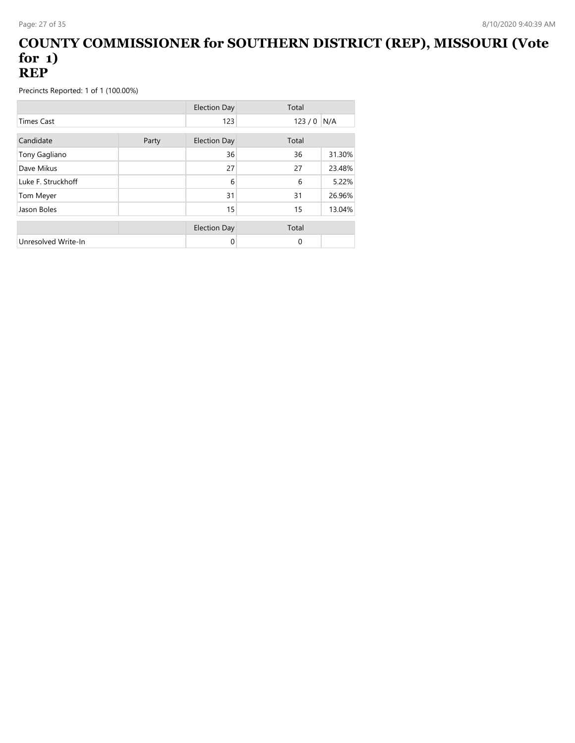# COUNTY COMMISSIONER for SOUTHERN DISTRICT (REP), MISSOURI (Vote for 1)
# REP

Precincts Reported: 1 of 1 (100.00%)

| | | Election Day | Total | |
|---|---|---|---|---|
| Times Cast | | 123 | 123 / 0 | N/A |

| Candidate | Party | Election Day | Total | |
|---|---|---|---|---|
| Tony Gagliano | | 36 | 36 | 31.30% |
| Dave Mikus | | 27 | 27 | 23.48% |
| Luke F. Struckhoff | | 6 | 6 | 5.22% |
| Tom Meyer | | 31 | 31 | 26.96% |
| Jason Boles | | 15 | 15 | 13.04% |

| | | Election Day | Total | |
|---|---|---|---|---|
| Unresolved Write-In | | 0 | 0 | |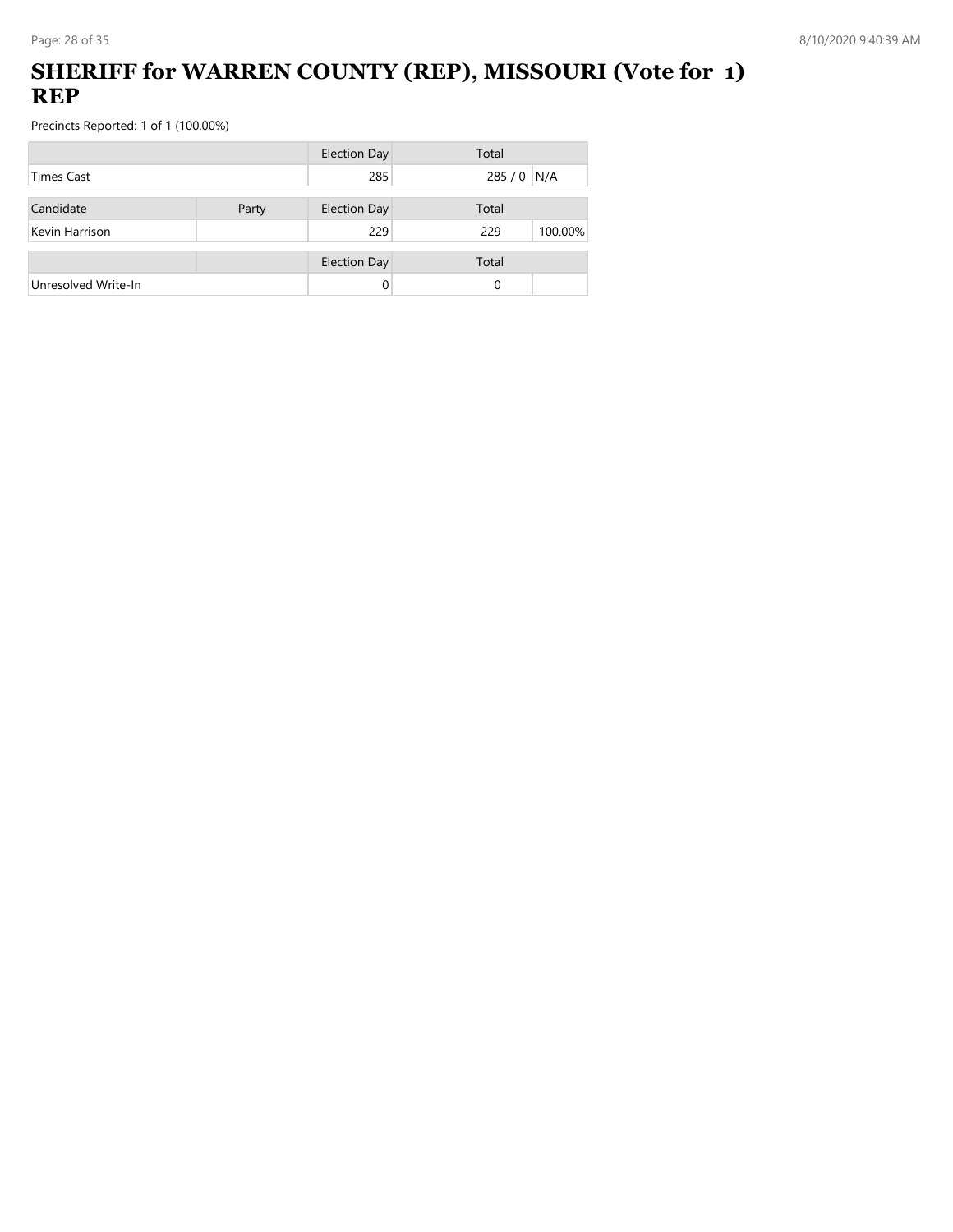# SHERIFF for WARREN COUNTY (REP), MISSOURI (Vote for 1) REP

Precincts Reported: 1 of 1 (100.00%)

| | | Election Day | Total | |
|---|---|---|---|---|
| Times Cast | | 285 | 285 / 0 | N/A |

| Candidate | Party | Election Day | Total | |
|---|---|---|---|---|
| Kevin Harrison | | 229 | 229 | 100.00% |

| | | Election Day | Total | |
|---|---|---|---|---|
| Unresolved Write-In | | 0 | 0 | |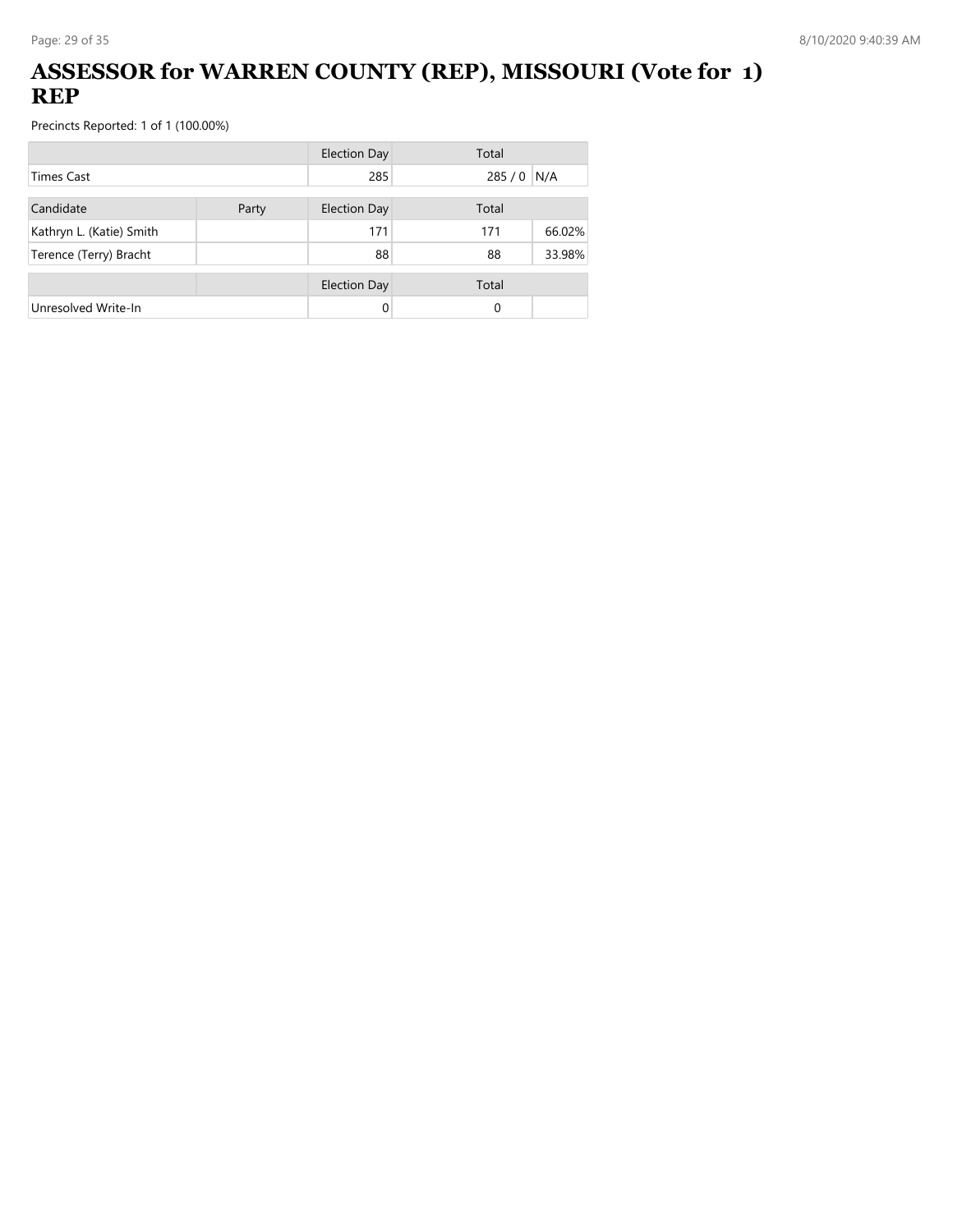# ASSESSOR for WARREN COUNTY (REP), MISSOURI (Vote for 1) REP

Precincts Reported: 1 of 1 (100.00%)

| | | Election Day | Total | |
|---|---|---|---|---|
| Times Cast | | 285 | 285 / 0 | N/A |

| Candidate | Party | Election Day | Total | |
|---|---|---|---|---|
| Kathryn L. (Katie) Smith | | 171 | 171 | 66.02% |
| Terence (Terry) Bracht | | 88 | 88 | 33.98% |

| | | Election Day | Total | |
|---|---|---|---|---|
| Unresolved Write-In | | 0 | 0 | |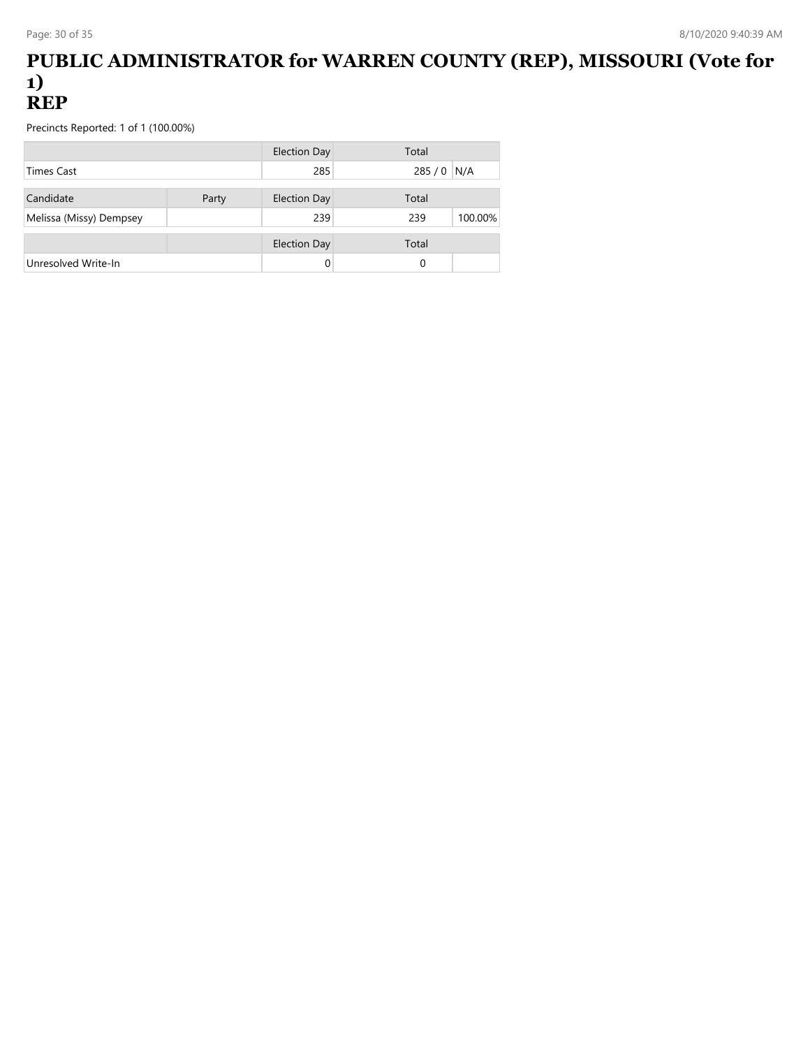# PUBLIC ADMINISTRATOR for WARREN COUNTY (REP), MISSOURI (Vote for 1)
# REP

Precincts Reported: 1 of 1 (100.00%)

| | | Election Day | Total | |
|---|---|---|---|---|
| Times Cast | | 285 | 285 / 0 | N/A |

| Candidate | Party | Election Day | Total | |
|---|---|---|---|---|
| Melissa (Missy) Dempsey | | 239 | 239 | 100.00% |

| | | Election Day | Total | |
|---|---|---|---|---|
| Unresolved Write-In | | 0 | 0 | |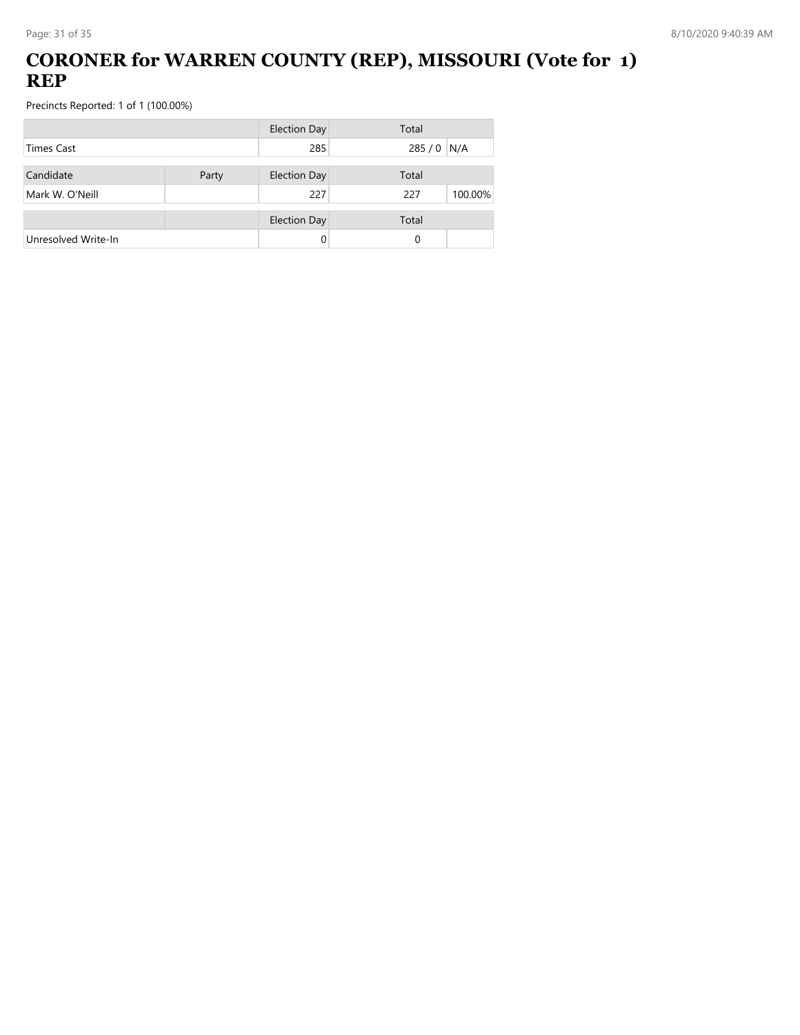# CORONER for WARREN COUNTY (REP), MISSOURI (Vote for 1) REP

Precincts Reported: 1 of 1 (100.00%)

| | | Election Day | Total | |
|---|---|---|---|---|
| Times Cast | | 285 | 285 / 0 | N/A |

| Candidate | Party | Election Day | Total | |
|---|---|---|---|---|
| Mark W. O'Neill | | 227 | 227 | 100.00% |

| | | Election Day | Total | |
|---|---|---|---|---|
| Unresolved Write-In | | 0 | 0 | |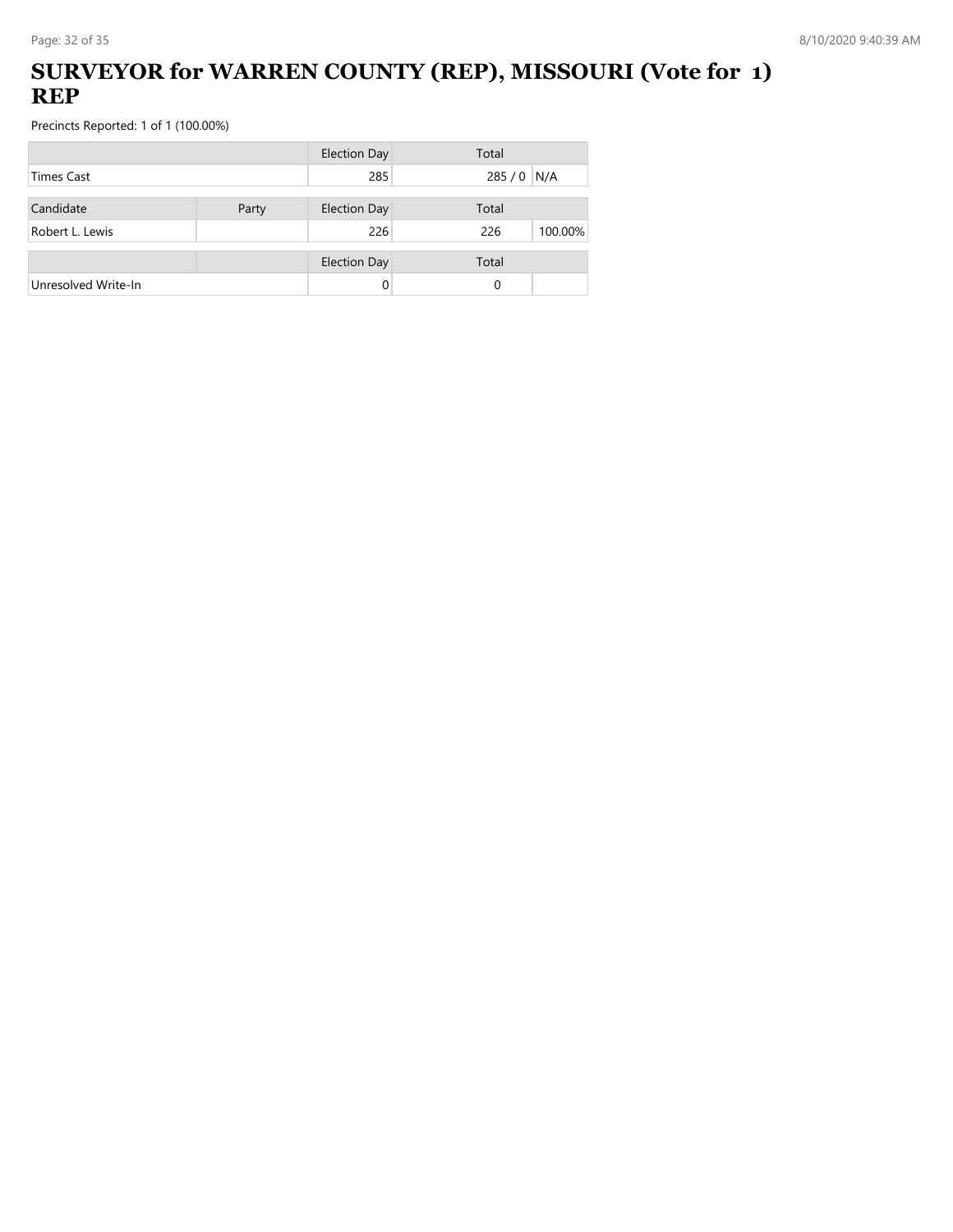# SURVEYOR for WARREN COUNTY (REP), MISSOURI (Vote for 1) REP

Precincts Reported: 1 of 1 (100.00%)

| | | Election Day | Total | |
|---|---|---|---|---|
| Times Cast | | 285 | 285 / 0 | N/A |

| Candidate | Party | Election Day | Total | |
|---|---|---|---|---|
| Robert L. Lewis | | 226 | 226 | 100.00% |

| | | Election Day | Total | |
|---|---|---|---|---|
| Unresolved Write-In | | 0 | 0 | |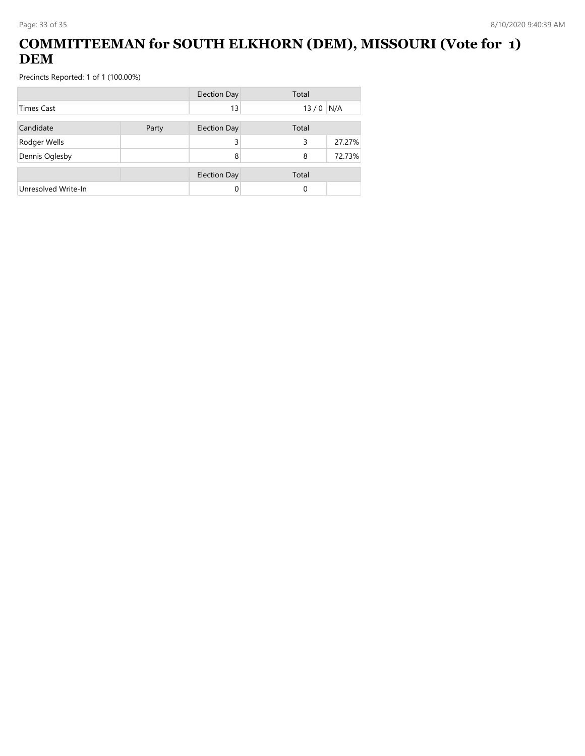# COMMITTEEMAN for SOUTH ELKHORN (DEM), MISSOURI (Vote for 1) DEM

Precincts Reported: 1 of 1 (100.00%)

| | | Election Day | Total | |
|---|---|---|---|---|
| Times Cast | | 13 | 13 / 0 | N/A |

| Candidate | Party | Election Day | Total | |
|---|---|---|---|---|
| Rodger Wells | | 3 | 3 | 27.27% |
| Dennis Oglesby | | 8 | 8 | 72.73% |

| | | Election Day | Total | |
|---|---|---|---|---|
| Unresolved Write-In | | 0 | 0 | |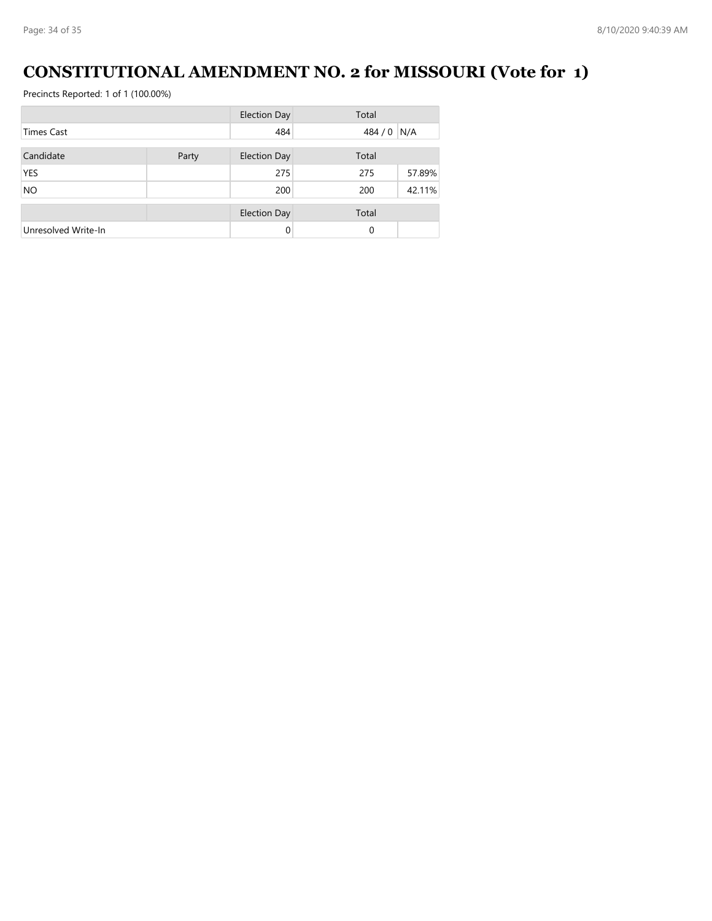# CONSTITUTIONAL AMENDMENT NO. 2 for MISSOURI (Vote for 1)

Precincts Reported: 1 of 1 (100.00%)

| | | Election Day | Total | |
|---|---|---|---|---|
| Times Cast | | 484 | 484 / 0 | N/A |

| Candidate | Party | Election Day | Total | |
|---|---|---|---|---|
| YES | | 275 | 275 | 57.89% |
| NO | | 200 | 200 | 42.11% |

| | | Election Day | Total | |
|---|---|---|---|---|
| Unresolved Write-In | | 0 | 0 | |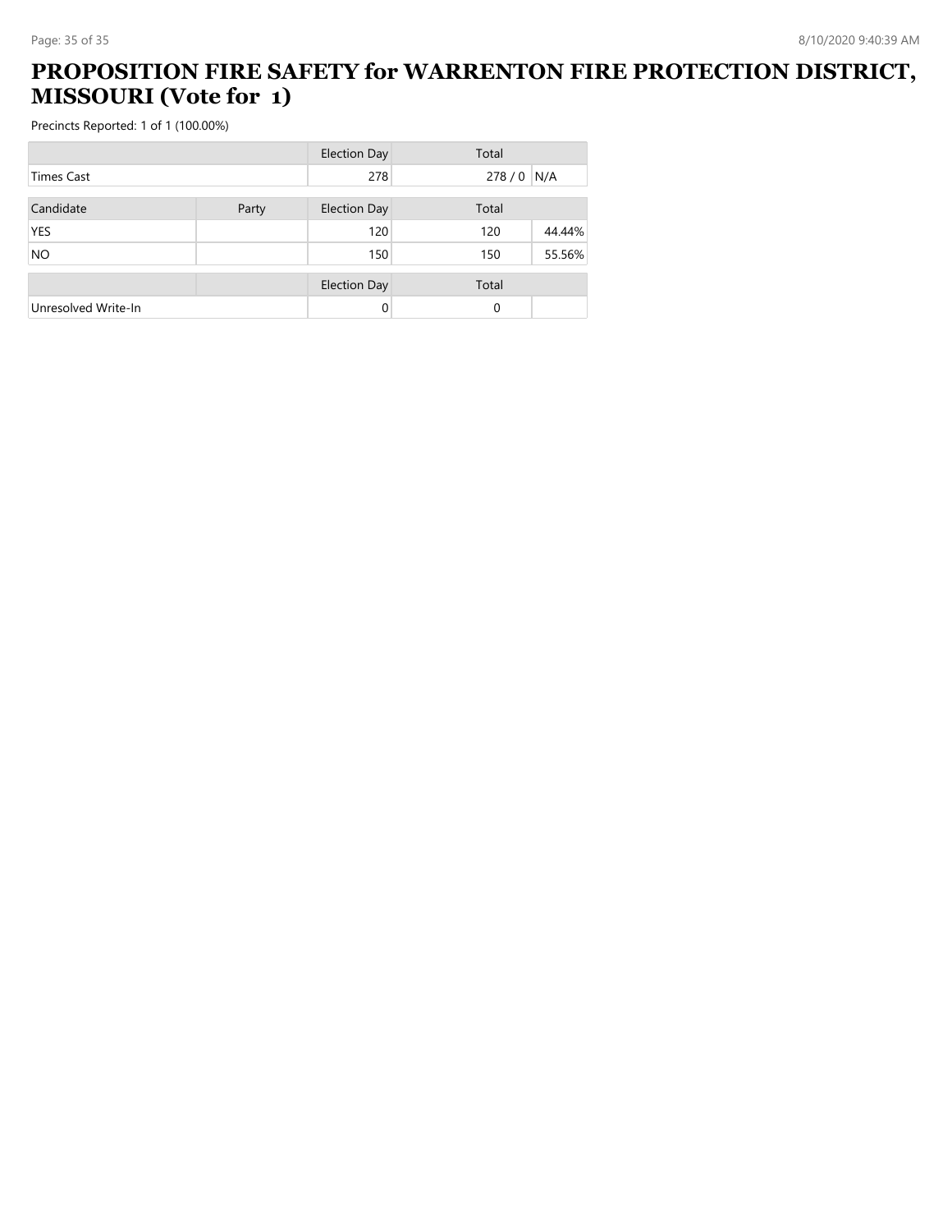# PROPOSITION FIRE SAFETY for WARRENTON FIRE PROTECTION DISTRICT, MISSOURI (Vote for 1)

Precincts Reported: 1 of 1 (100.00%)

| | | Election Day | Total | |
|---|---|---|---|---|
| Times Cast | | 278 | 278 / 0 | N/A |

| Candidate | Party | Election Day | Total | |
|---|---|---|---|---|
| YES | | 120 | 120 | 44.44% |
| NO | | 150 | 150 | 55.56% |

| | | Election Day | Total | |
|---|---|---|---|---|
| Unresolved Write-In | | 0 | 0 | |